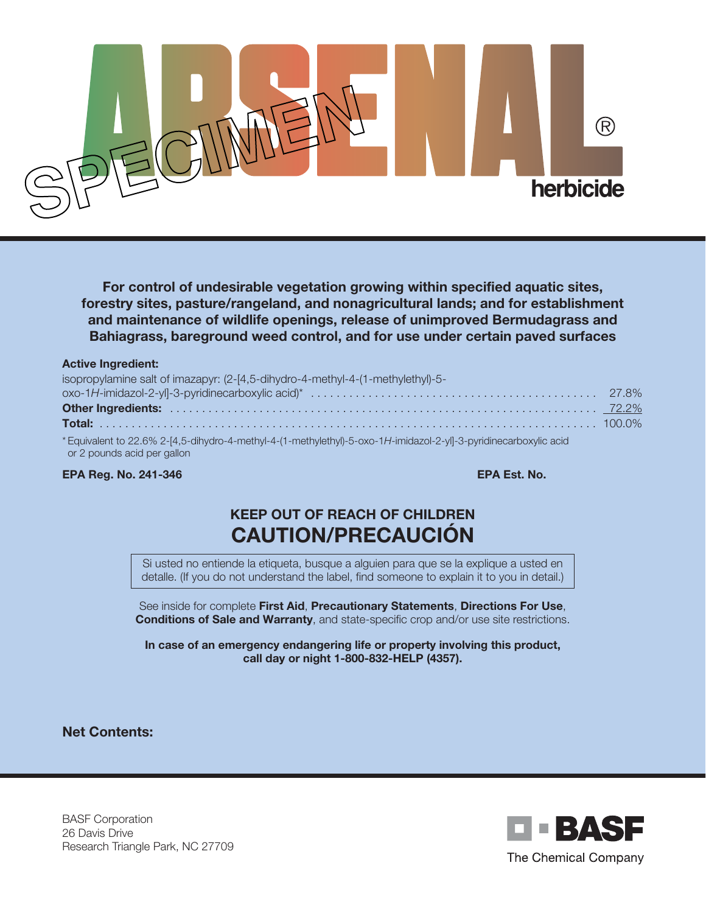# ARSENAL® herbicide

SPECIMEN

**For control of undesirable vegetation growing within specified aquatic sites, forestry sites, pasture/rangeland, and nonagricultural lands; and for establishment and maintenance of wildlife openings, release of unimproved Bermudagrass and Bahiagrass, bareground weed control, and for use under certain paved surfaces**

**Active Ingredient:**

| | |
|---|---|
| isopropylamine salt of imazapyr: (2-[4,5-dihydro-4-methyl-4-(1-methylethyl)-5-oxo-1*H*-imidazol-2-yl]-3-pyridinecarboxylic acid)* | 27.8% |
| **Other Ingredients:** | 72.2% |
| **Total:** | 100.0% |

* Equivalent to 22.6% 2-[4,5-dihydro-4-methyl-4-(1-methylethyl)-5-oxo-1*H*-imidazol-2-yl]-3-pyridinecarboxylic acid or 2 pounds acid per gallon

**EPA Reg. No. 241-346** **EPA Est. No.**

## KEEP OUT OF REACH OF CHILDREN
## CAUTION/PRECAUCIÓN

Si usted no entiende la etiqueta, busque a alguien para que se la explique a usted en detalle. (If you do not understand the label, find someone to explain it to you in detail.)

See inside for complete **First Aid**, **Precautionary Statements**, **Directions For Use**, **Conditions of Sale and Warranty**, and state-specific crop and/or use site restrictions.

**In case of an emergency endangering life or property involving this product, call day or night 1-800-832-HELP (4357).**

**Net Contents:**

BASF Corporation
26 Davis Drive
Research Triangle Park, NC 27709

BASF
The Chemical Company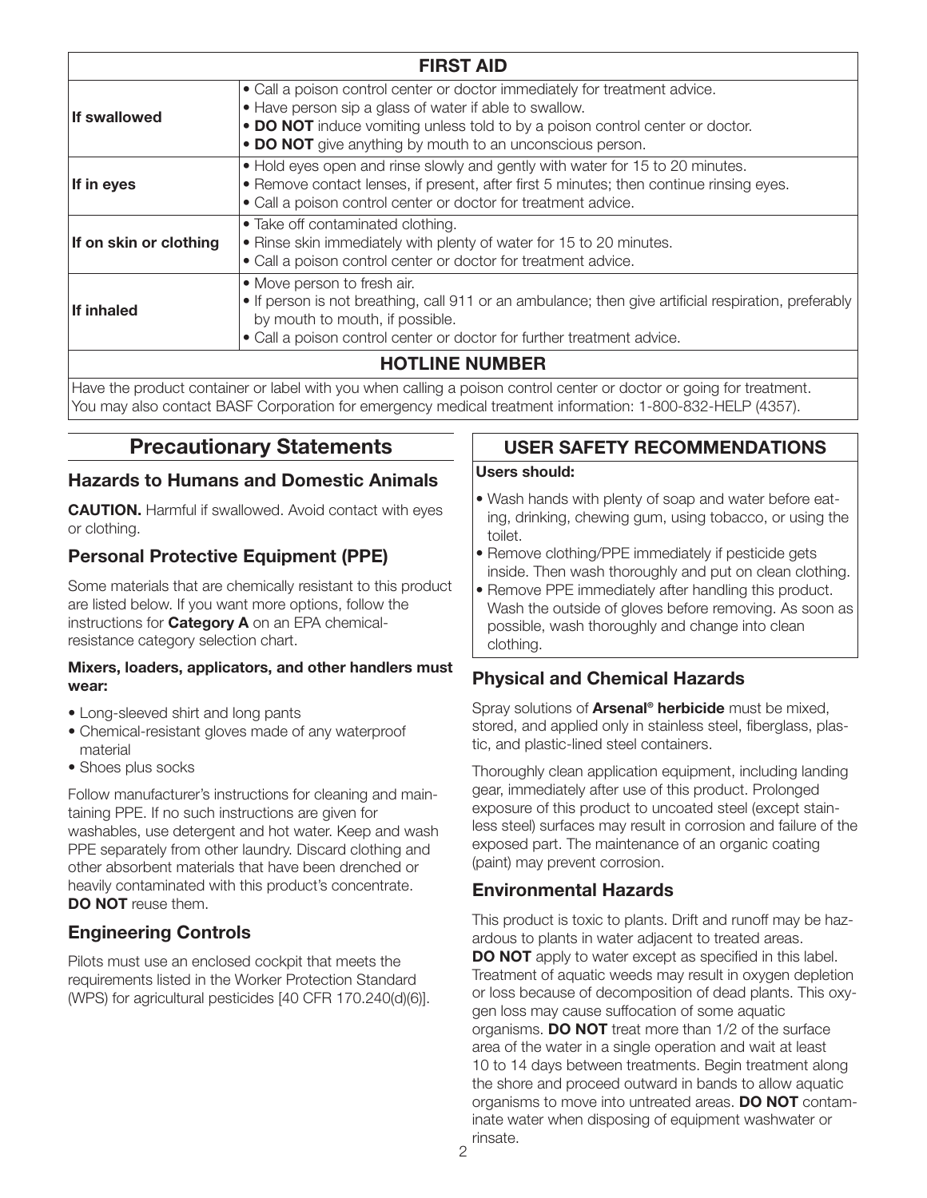## FIRST AID

| | |
|---|---|
| **If swallowed** | • Call a poison control center or doctor immediately for treatment advice.<br>• Have person sip a glass of water if able to swallow.<br>• **DO NOT** induce vomiting unless told to by a poison control center or doctor.<br>• **DO NOT** give anything by mouth to an unconscious person. |
| **If in eyes** | • Hold eyes open and rinse slowly and gently with water for 15 to 20 minutes.<br>• Remove contact lenses, if present, after first 5 minutes; then continue rinsing eyes.<br>• Call a poison control center or doctor for treatment advice. |
| **If on skin or clothing** | • Take off contaminated clothing.<br>• Rinse skin immediately with plenty of water for 15 to 20 minutes.<br>• Call a poison control center or doctor for treatment advice. |
| **If inhaled** | • Move person to fresh air.<br>• If person is not breathing, call 911 or an ambulance; then give artificial respiration, preferably by mouth to mouth, if possible.<br>• Call a poison control center or doctor for further treatment advice. |

### HOTLINE NUMBER

Have the product container or label with you when calling a poison control center or doctor or going for treatment. You may also contact BASF Corporation for emergency medical treatment information: 1-800-832-HELP (4357).

# Precautionary Statements

## Hazards to Humans and Domestic Animals

**CAUTION.** Harmful if swallowed. Avoid contact with eyes or clothing.

## Personal Protective Equipment (PPE)

Some materials that are chemically resistant to this product are listed below. If you want more options, follow the instructions for **Category A** on an EPA chemical-resistance category selection chart.

**Mixers, loaders, applicators, and other handlers must wear:**

- Long-sleeved shirt and long pants
- Chemical-resistant gloves made of any waterproof material
- Shoes plus socks

Follow manufacturer's instructions for cleaning and maintaining PPE. If no such instructions are given for washables, use detergent and hot water. Keep and wash PPE separately from other laundry. Discard clothing and other absorbent materials that have been drenched or heavily contaminated with this product's concentrate. **DO NOT** reuse them.

## Engineering Controls

Pilots must use an enclosed cockpit that meets the requirements listed in the Worker Protection Standard (WPS) for agricultural pesticides [40 CFR 170.240(d)(6)].

## USER SAFETY RECOMMENDATIONS

**Users should:**

- Wash hands with plenty of soap and water before eating, drinking, chewing gum, using tobacco, or using the toilet.
- Remove clothing/PPE immediately if pesticide gets inside. Then wash thoroughly and put on clean clothing.
- Remove PPE immediately after handling this product. Wash the outside of gloves before removing. As soon as possible, wash thoroughly and change into clean clothing.

## Physical and Chemical Hazards

Spray solutions of **Arsenal® herbicide** must be mixed, stored, and applied only in stainless steel, fiberglass, plastic, and plastic-lined steel containers.

Thoroughly clean application equipment, including landing gear, immediately after use of this product. Prolonged exposure of this product to uncoated steel (except stainless steel) surfaces may result in corrosion and failure of the exposed part. The maintenance of an organic coating (paint) may prevent corrosion.

## Environmental Hazards

This product is toxic to plants. Drift and runoff may be hazardous to plants in water adjacent to treated areas. **DO NOT** apply to water except as specified in this label. Treatment of aquatic weeds may result in oxygen depletion or loss because of decomposition of dead plants. This oxygen loss may cause suffocation of some aquatic organisms. **DO NOT** treat more than 1/2 of the surface area of the water in a single operation and wait at least 10 to 14 days between treatments. Begin treatment along the shore and proceed outward in bands to allow aquatic organisms to move into untreated areas. **DO NOT** contaminate water when disposing of equipment washwater or rinsate.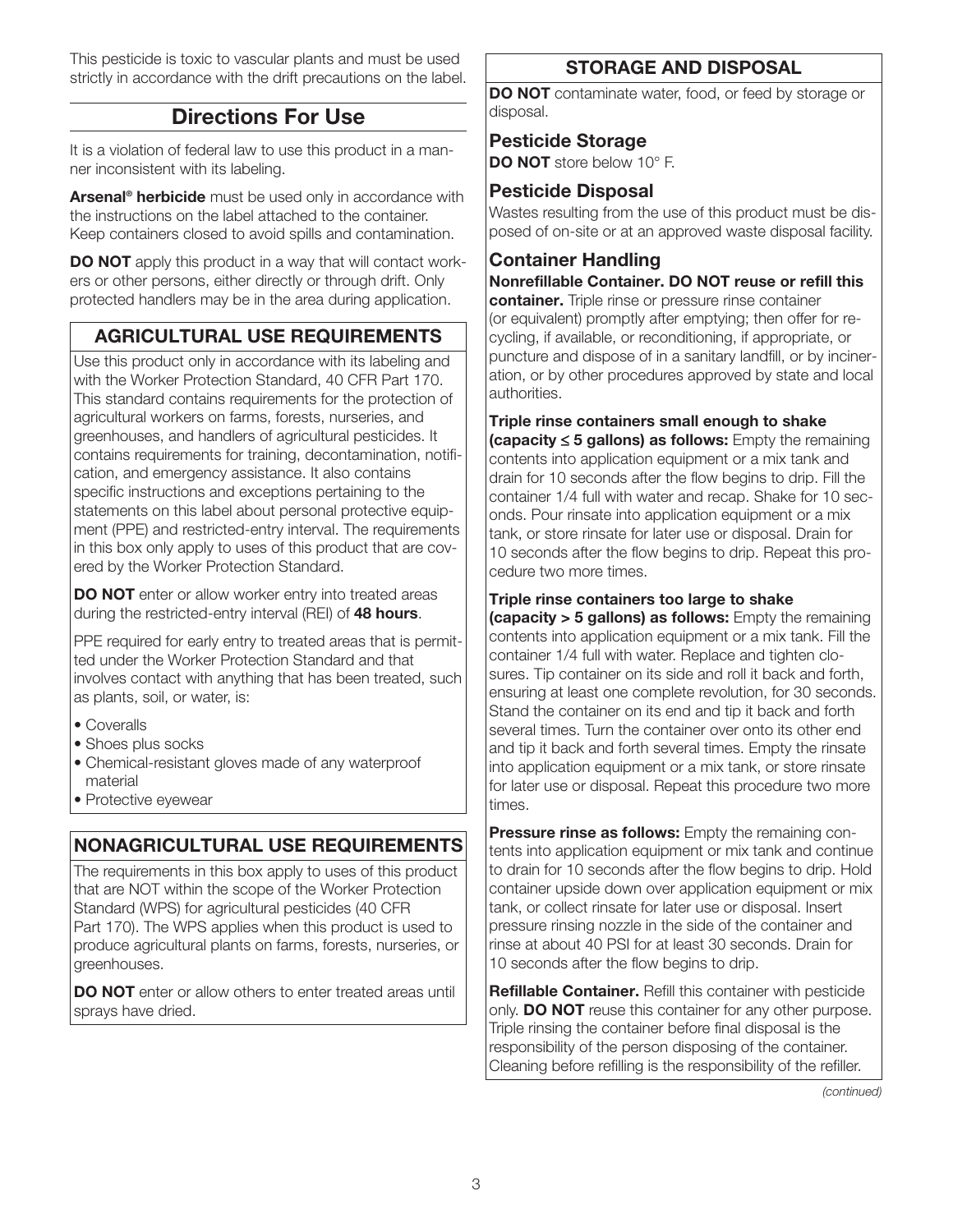This pesticide is toxic to vascular plants and must be used strictly in accordance with the drift precautions on the label.

## Directions For Use

It is a violation of federal law to use this product in a manner inconsistent with its labeling.

**Arsenal® herbicide** must be used only in accordance with the instructions on the label attached to the container. Keep containers closed to avoid spills and contamination.

**DO NOT** apply this product in a way that will contact workers or other persons, either directly or through drift. Only protected handlers may be in the area during application.

### AGRICULTURAL USE REQUIREMENTS

Use this product only in accordance with its labeling and with the Worker Protection Standard, 40 CFR Part 170. This standard contains requirements for the protection of agricultural workers on farms, forests, nurseries, and greenhouses, and handlers of agricultural pesticides. It contains requirements for training, decontamination, notification, and emergency assistance. It also contains specific instructions and exceptions pertaining to the statements on this label about personal protective equipment (PPE) and restricted-entry interval. The requirements in this box only apply to uses of this product that are covered by the Worker Protection Standard.

**DO NOT** enter or allow worker entry into treated areas during the restricted-entry interval (REI) of **48 hours**.

PPE required for early entry to treated areas that is permitted under the Worker Protection Standard and that involves contact with anything that has been treated, such as plants, soil, or water, is:

- Coveralls
- Shoes plus socks
- Chemical-resistant gloves made of any waterproof material
- Protective eyewear

### NONAGRICULTURAL USE REQUIREMENTS

The requirements in this box apply to uses of this product that are NOT within the scope of the Worker Protection Standard (WPS) for agricultural pesticides (40 CFR Part 170). The WPS applies when this product is used to produce agricultural plants on farms, forests, nurseries, or greenhouses.

**DO NOT** enter or allow others to enter treated areas until sprays have dried.

### STORAGE AND DISPOSAL

**DO NOT** contaminate water, food, or feed by storage or disposal.

#### Pesticide Storage

**DO NOT** store below 10° F.

#### Pesticide Disposal

Wastes resulting from the use of this product must be disposed of on-site or at an approved waste disposal facility.

#### Container Handling

**Nonrefillable Container. DO NOT reuse or refill this container.** Triple rinse or pressure rinse container (or equivalent) promptly after emptying; then offer for recycling, if available, or reconditioning, if appropriate, or puncture and dispose of in a sanitary landfill, or by incineration, or by other procedures approved by state and local authorities.

**Triple rinse containers small enough to shake (capacity ≤ 5 gallons) as follows:** Empty the remaining contents into application equipment or a mix tank and drain for 10 seconds after the flow begins to drip. Fill the container 1/4 full with water and recap. Shake for 10 seconds. Pour rinsate into application equipment or a mix tank, or store rinsate for later use or disposal. Drain for 10 seconds after the flow begins to drip. Repeat this procedure two more times.

**Triple rinse containers too large to shake (capacity > 5 gallons) as follows:** Empty the remaining contents into application equipment or a mix tank. Fill the container 1/4 full with water. Replace and tighten closures. Tip container on its side and roll it back and forth, ensuring at least one complete revolution, for 30 seconds. Stand the container on its end and tip it back and forth several times. Turn the container over onto its other end and tip it back and forth several times. Empty the rinsate into application equipment or a mix tank, or store rinsate for later use or disposal. Repeat this procedure two more times.

**Pressure rinse as follows:** Empty the remaining contents into application equipment or mix tank and continue to drain for 10 seconds after the flow begins to drip. Hold container upside down over application equipment or mix tank, or collect rinsate for later use or disposal. Insert pressure rinsing nozzle in the side of the container and rinse at about 40 PSI for at least 30 seconds. Drain for 10 seconds after the flow begins to drip.

**Refillable Container.** Refill this container with pesticide only. **DO NOT** reuse this container for any other purpose. Triple rinsing the container before final disposal is the responsibility of the person disposing of the container. Cleaning before refilling is the responsibility of the refiller.

*(continued)*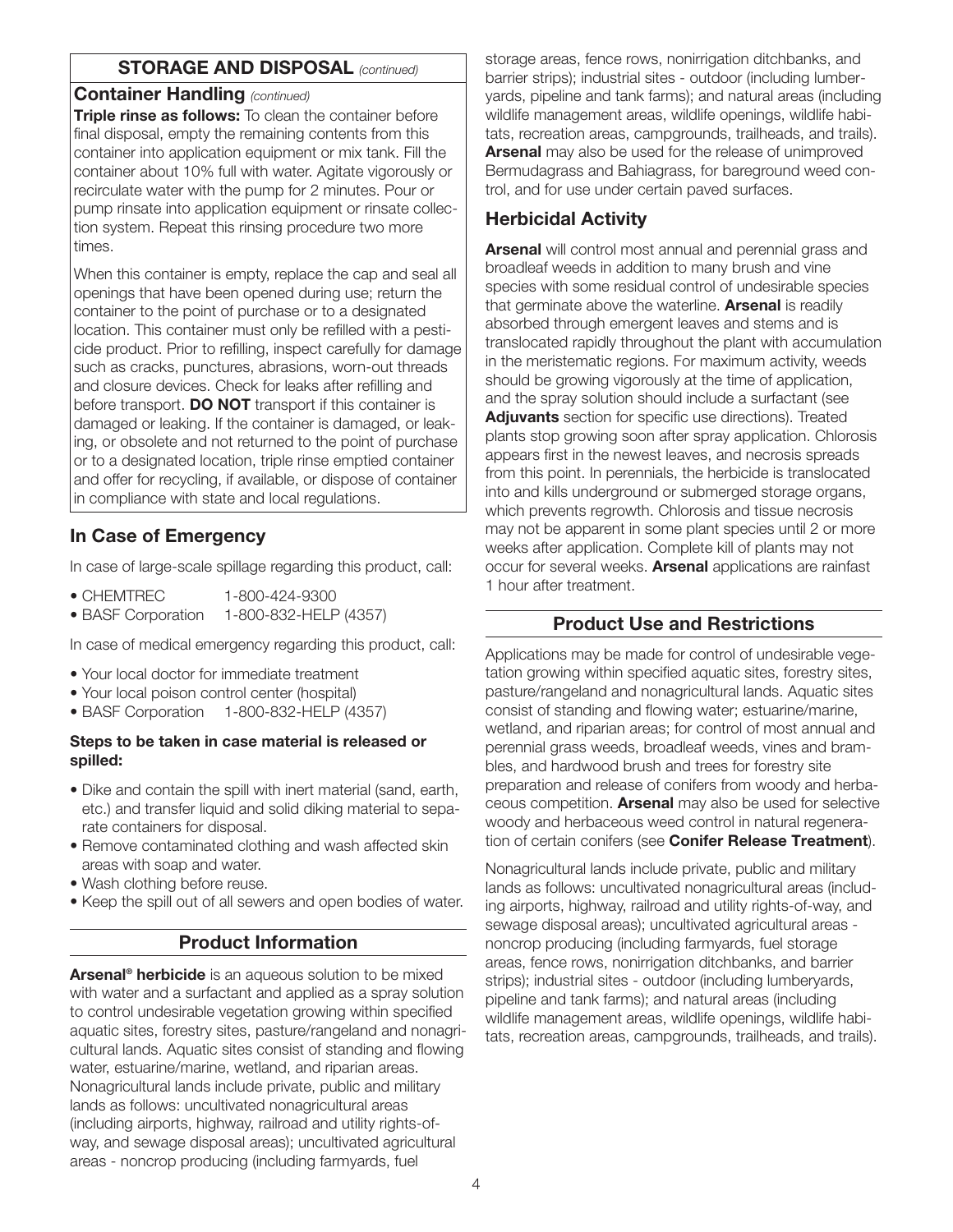## STORAGE AND DISPOSAL *(continued)*

### Container Handling *(continued)*

**Triple rinse as follows:** To clean the container before final disposal, empty the remaining contents from this container into application equipment or mix tank. Fill the container about 10% full with water. Agitate vigorously or recirculate water with the pump for 2 minutes. Pour or pump rinsate into application equipment or rinsate collection system. Repeat this rinsing procedure two more times.

When this container is empty, replace the cap and seal all openings that have been opened during use; return the container to the point of purchase or to a designated location. This container must only be refilled with a pesticide product. Prior to refilling, inspect carefully for damage such as cracks, punctures, abrasions, worn-out threads and closure devices. Check for leaks after refilling and before transport. **DO NOT** transport if this container is damaged or leaking. If the container is damaged, or leaking, or obsolete and not returned to the point of purchase or to a designated location, triple rinse emptied container and offer for recycling, if available, or dispose of container in compliance with state and local regulations.

## In Case of Emergency

In case of large-scale spillage regarding this product, call:

- CHEMTREC 1-800-424-9300
- BASF Corporation 1-800-832-HELP (4357)

In case of medical emergency regarding this product, call:

- Your local doctor for immediate treatment
- Your local poison control center (hospital)
- BASF Corporation 1-800-832-HELP (4357)

**Steps to be taken in case material is released or spilled:**

- Dike and contain the spill with inert material (sand, earth, etc.) and transfer liquid and solid diking material to separate containers for disposal.
- Remove contaminated clothing and wash affected skin areas with soap and water.
- Wash clothing before reuse.
- Keep the spill out of all sewers and open bodies of water.

## Product Information

**Arsenal® herbicide** is an aqueous solution to be mixed with water and a surfactant and applied as a spray solution to control undesirable vegetation growing within specified aquatic sites, forestry sites, pasture/rangeland and nonagricultural lands. Aquatic sites consist of standing and flowing water, estuarine/marine, wetland, and riparian areas. Nonagricultural lands include private, public and military lands as follows: uncultivated nonagricultural areas (including airports, highway, railroad and utility rights-of-way, and sewage disposal areas); uncultivated agricultural areas - noncrop producing (including farmyards, fuel storage areas, fence rows, nonirrigation ditchbanks, and barrier strips); industrial sites - outdoor (including lumberyards, pipeline and tank farms); and natural areas (including wildlife management areas, wildlife openings, wildlife habitats, recreation areas, campgrounds, trailheads, and trails). **Arsenal** may also be used for the release of unimproved Bermudagrass and Bahiagrass, for bareground weed control, and for use under certain paved surfaces.

## Herbicidal Activity

**Arsenal** will control most annual and perennial grass and broadleaf weeds in addition to many brush and vine species with some residual control of undesirable species that germinate above the waterline. **Arsenal** is readily absorbed through emergent leaves and stems and is translocated rapidly throughout the plant with accumulation in the meristematic regions. For maximum activity, weeds should be growing vigorously at the time of application, and the spray solution should include a surfactant (see **Adjuvants** section for specific use directions). Treated plants stop growing soon after spray application. Chlorosis appears first in the newest leaves, and necrosis spreads from this point. In perennials, the herbicide is translocated into and kills underground or submerged storage organs, which prevents regrowth. Chlorosis and tissue necrosis may not be apparent in some plant species until 2 or more weeks after application. Complete kill of plants may not occur for several weeks. **Arsenal** applications are rainfast 1 hour after treatment.

## Product Use and Restrictions

Applications may be made for control of undesirable vegetation growing within specified aquatic sites, forestry sites, pasture/rangeland and nonagricultural lands. Aquatic sites consist of standing and flowing water; estuarine/marine, wetland, and riparian areas; for control of most annual and perennial grass weeds, broadleaf weeds, vines and brambles, and hardwood brush and trees for forestry site preparation and release of conifers from woody and herbaceous competition. **Arsenal** may also be used for selective woody and herbaceous weed control in natural regeneration of certain conifers (see **Conifer Release Treatment**).

Nonagricultural lands include private, public and military lands as follows: uncultivated nonagricultural areas (including airports, highway, railroad and utility rights-of-way, and sewage disposal areas); uncultivated agricultural areas - noncrop producing (including farmyards, fuel storage areas, fence rows, nonirrigation ditchbanks, and barrier strips); industrial sites - outdoor (including lumberyards, pipeline and tank farms); and natural areas (including wildlife management areas, wildlife openings, wildlife habitats, recreation areas, campgrounds, trailheads, and trails).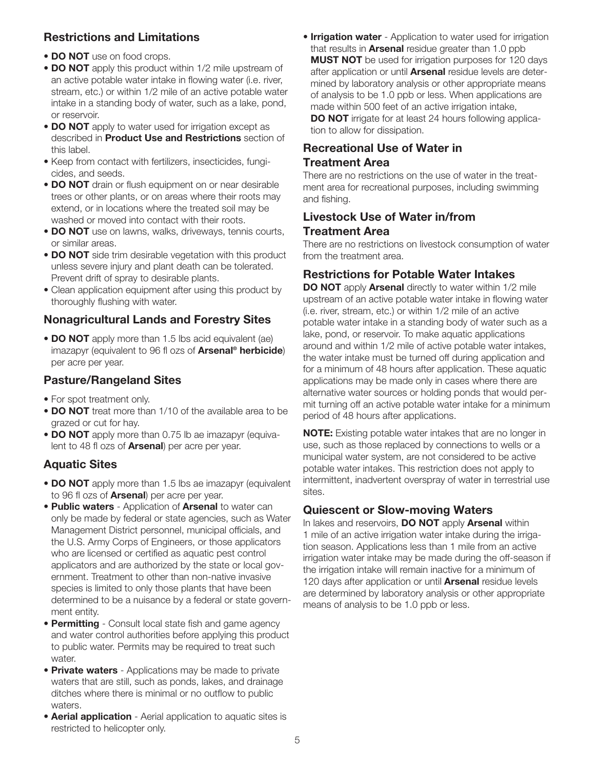## Restrictions and Limitations

- **DO NOT** use on food crops.
- **DO NOT** apply this product within 1/2 mile upstream of an active potable water intake in flowing water (i.e. river, stream, etc.) or within 1/2 mile of an active potable water intake in a standing body of water, such as a lake, pond, or reservoir.
- **DO NOT** apply to water used for irrigation except as described in **Product Use and Restrictions** section of this label.
- Keep from contact with fertilizers, insecticides, fungicides, and seeds.
- **DO NOT** drain or flush equipment on or near desirable trees or other plants, or on areas where their roots may extend, or in locations where the treated soil may be washed or moved into contact with their roots.
- **DO NOT** use on lawns, walks, driveways, tennis courts, or similar areas.
- **DO NOT** side trim desirable vegetation with this product unless severe injury and plant death can be tolerated. Prevent drift of spray to desirable plants.
- Clean application equipment after using this product by thoroughly flushing with water.

## Nonagricultural Lands and Forestry Sites

- **DO NOT** apply more than 1.5 lbs acid equivalent (ae) imazapyr (equivalent to 96 fl ozs of **Arsenal® herbicide**) per acre per year.

## Pasture/Rangeland Sites

- For spot treatment only.
- **DO NOT** treat more than 1/10 of the available area to be grazed or cut for hay.
- **DO NOT** apply more than 0.75 lb ae imazapyr (equivalent to 48 fl ozs of **Arsenal**) per acre per year.

## Aquatic Sites

- **DO NOT** apply more than 1.5 lbs ae imazapyr (equivalent to 96 fl ozs of **Arsenal**) per acre per year.
- **Public waters** - Application of **Arsenal** to water can only be made by federal or state agencies, such as Water Management District personnel, municipal officials, and the U.S. Army Corps of Engineers, or those applicators who are licensed or certified as aquatic pest control applicators and are authorized by the state or local government. Treatment to other than non-native invasive species is limited to only those plants that have been determined to be a nuisance by a federal or state government entity.
- **Permitting** - Consult local state fish and game agency and water control authorities before applying this product to public water. Permits may be required to treat such water.
- **Private waters** - Applications may be made to private waters that are still, such as ponds, lakes, and drainage ditches where there is minimal or no outflow to public waters.
- **Aerial application** - Aerial application to aquatic sites is restricted to helicopter only.
- **Irrigation water** - Application to water used for irrigation that results in **Arsenal** residue greater than 1.0 ppb **MUST NOT** be used for irrigation purposes for 120 days after application or until **Arsenal** residue levels are determined by laboratory analysis or other appropriate means of analysis to be 1.0 ppb or less. When applications are made within 500 feet of an active irrigation intake, **DO NOT** irrigate for at least 24 hours following application to allow for dissipation.

## Recreational Use of Water in Treatment Area

There are no restrictions on the use of water in the treatment area for recreational purposes, including swimming and fishing.

## Livestock Use of Water in/from Treatment Area

There are no restrictions on livestock consumption of water from the treatment area.

## Restrictions for Potable Water Intakes

**DO NOT** apply **Arsenal** directly to water within 1/2 mile upstream of an active potable water intake in flowing water (i.e. river, stream, etc.) or within 1/2 mile of an active potable water intake in a standing body of water such as a lake, pond, or reservoir. To make aquatic applications around and within 1/2 mile of active potable water intakes, the water intake must be turned off during application and for a minimum of 48 hours after application. These aquatic applications may be made only in cases where there are alternative water sources or holding ponds that would permit turning off an active potable water intake for a minimum period of 48 hours after applications.

**NOTE:** Existing potable water intakes that are no longer in use, such as those replaced by connections to wells or a municipal water system, are not considered to be active potable water intakes. This restriction does not apply to intermittent, inadvertent overspray of water in terrestrial use sites.

## Quiescent or Slow-moving Waters

In lakes and reservoirs, **DO NOT** apply **Arsenal** within 1 mile of an active irrigation water intake during the irrigation season. Applications less than 1 mile from an active irrigation water intake may be made during the off-season if the irrigation intake will remain inactive for a minimum of 120 days after application or until **Arsenal** residue levels are determined by laboratory analysis or other appropriate means of analysis to be 1.0 ppb or less.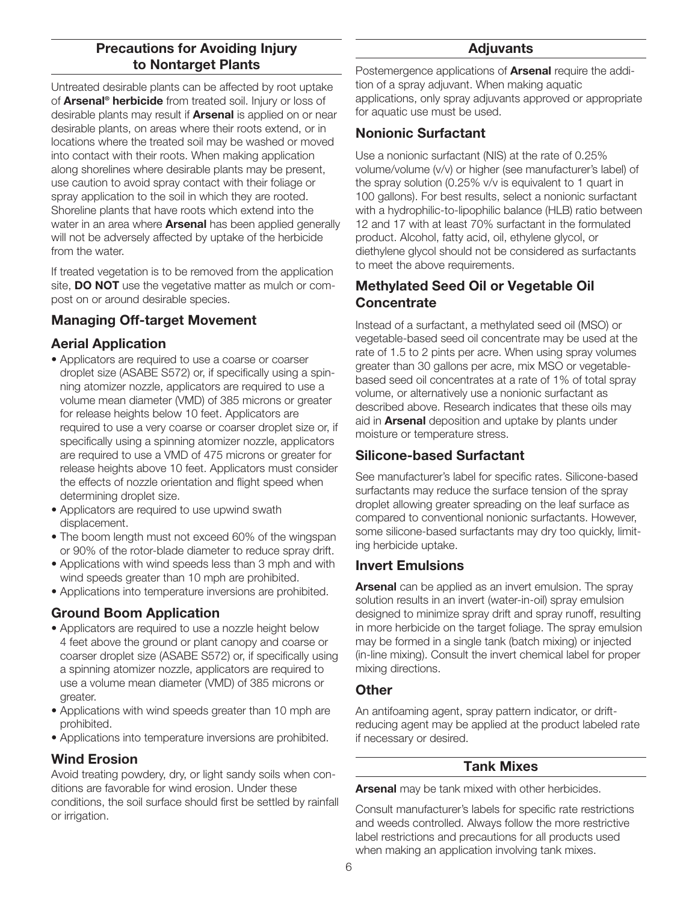## Precautions for Avoiding Injury to Nontarget Plants

Untreated desirable plants can be affected by root uptake of **Arsenal® herbicide** from treated soil. Injury or loss of desirable plants may result if **Arsenal** is applied on or near desirable plants, on areas where their roots extend, or in locations where the treated soil may be washed or moved into contact with their roots. When making application along shorelines where desirable plants may be present, use caution to avoid spray contact with their foliage or spray application to the soil in which they are rooted. Shoreline plants that have roots which extend into the water in an area where **Arsenal** has been applied generally will not be adversely affected by uptake of the herbicide from the water.

If treated vegetation is to be removed from the application site, **DO NOT** use the vegetative matter as mulch or compost on or around desirable species.

### Managing Off-target Movement

### Aerial Application

- Applicators are required to use a coarse or coarser droplet size (ASABE S572) or, if specifically using a spinning atomizer nozzle, applicators are required to use a volume mean diameter (VMD) of 385 microns or greater for release heights below 10 feet. Applicators are required to use a very coarse or coarser droplet size or, if specifically using a spinning atomizer nozzle, applicators are required to use a VMD of 475 microns or greater for release heights above 10 feet. Applicators must consider the effects of nozzle orientation and flight speed when determining droplet size.
- Applicators are required to use upwind swath displacement.
- The boom length must not exceed 60% of the wingspan or 90% of the rotor-blade diameter to reduce spray drift.
- Applications with wind speeds less than 3 mph and with wind speeds greater than 10 mph are prohibited.
- Applications into temperature inversions are prohibited.

### Ground Boom Application

- Applicators are required to use a nozzle height below 4 feet above the ground or plant canopy and coarse or coarser droplet size (ASABE S572) or, if specifically using a spinning atomizer nozzle, applicators are required to use a volume mean diameter (VMD) of 385 microns or greater.
- Applications with wind speeds greater than 10 mph are prohibited.
- Applications into temperature inversions are prohibited.

### Wind Erosion

Avoid treating powdery, dry, or light sandy soils when conditions are favorable for wind erosion. Under these conditions, the soil surface should first be settled by rainfall or irrigation.

## Adjuvants

Postemergence applications of **Arsenal** require the addition of a spray adjuvant. When making aquatic applications, only spray adjuvants approved or appropriate for aquatic use must be used.

### Nonionic Surfactant

Use a nonionic surfactant (NIS) at the rate of 0.25% volume/volume (v/v) or higher (see manufacturer's label) of the spray solution (0.25% v/v is equivalent to 1 quart in 100 gallons). For best results, select a nonionic surfactant with a hydrophilic-to-lipophilic balance (HLB) ratio between 12 and 17 with at least 70% surfactant in the formulated product. Alcohol, fatty acid, oil, ethylene glycol, or diethylene glycol should not be considered as surfactants to meet the above requirements.

### Methylated Seed Oil or Vegetable Oil Concentrate

Instead of a surfactant, a methylated seed oil (MSO) or vegetable-based seed oil concentrate may be used at the rate of 1.5 to 2 pints per acre. When using spray volumes greater than 30 gallons per acre, mix MSO or vegetable-based seed oil concentrates at a rate of 1% of total spray volume, or alternatively use a nonionic surfactant as described above. Research indicates that these oils may aid in **Arsenal** deposition and uptake by plants under moisture or temperature stress.

### Silicone-based Surfactant

See manufacturer's label for specific rates. Silicone-based surfactants may reduce the surface tension of the spray droplet allowing greater spreading on the leaf surface as compared to conventional nonionic surfactants. However, some silicone-based surfactants may dry too quickly, limiting herbicide uptake.

### Invert Emulsions

**Arsenal** can be applied as an invert emulsion. The spray solution results in an invert (water-in-oil) spray emulsion designed to minimize spray drift and spray runoff, resulting in more herbicide on the target foliage. The spray emulsion may be formed in a single tank (batch mixing) or injected (in-line mixing). Consult the invert chemical label for proper mixing directions.

### Other

An antifoaming agent, spray pattern indicator, or drift-reducing agent may be applied at the product labeled rate if necessary or desired.

## Tank Mixes

**Arsenal** may be tank mixed with other herbicides.

Consult manufacturer's labels for specific rate restrictions and weeds controlled. Always follow the more restrictive label restrictions and precautions for all products used when making an application involving tank mixes.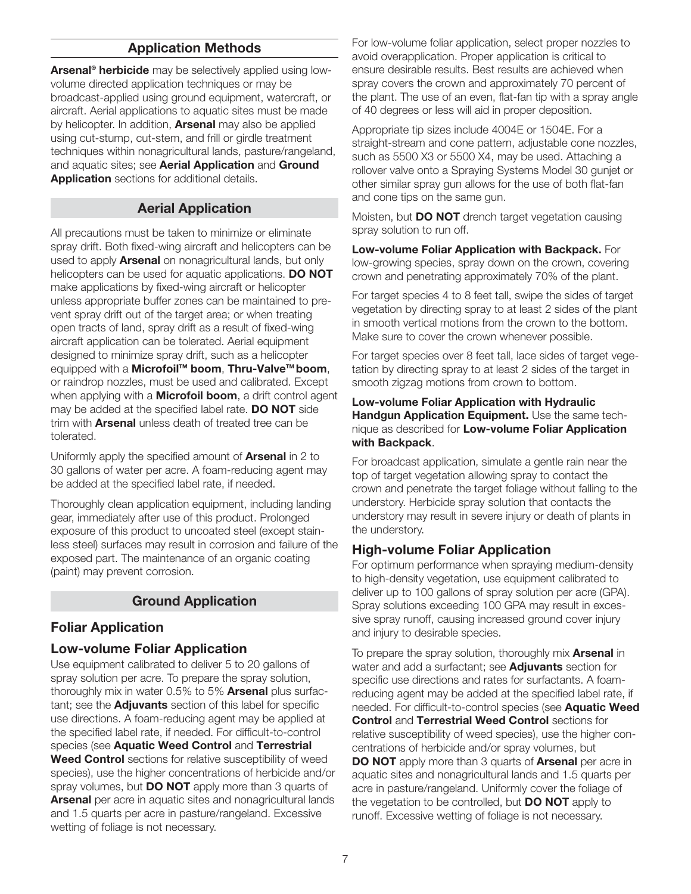## Application Methods

**Arsenal® herbicide** may be selectively applied using low-volume directed application techniques or may be broadcast-applied using ground equipment, watercraft, or aircraft. Aerial applications to aquatic sites must be made by helicopter. In addition, **Arsenal** may also be applied using cut-stump, cut-stem, and frill or girdle treatment techniques within nonagricultural lands, pasture/rangeland, and aquatic sites; see **Aerial Application** and **Ground Application** sections for additional details.

## Aerial Application

All precautions must be taken to minimize or eliminate spray drift. Both fixed-wing aircraft and helicopters can be used to apply **Arsenal** on nonagricultural lands, but only helicopters can be used for aquatic applications. **DO NOT** make applications by fixed-wing aircraft or helicopter unless appropriate buffer zones can be maintained to prevent spray drift out of the target area; or when treating open tracts of land, spray drift as a result of fixed-wing aircraft application can be tolerated. Aerial equipment designed to minimize spray drift, such as a helicopter equipped with a **Microfoil™ boom**, **Thru-Valve™ boom**, or raindrop nozzles, must be used and calibrated. Except when applying with a **Microfoil boom**, a drift control agent may be added at the specified label rate. **DO NOT** side trim with **Arsenal** unless death of treated tree can be tolerated.

Uniformly apply the specified amount of **Arsenal** in 2 to 30 gallons of water per acre. A foam-reducing agent may be added at the specified label rate, if needed.

Thoroughly clean application equipment, including landing gear, immediately after use of this product. Prolonged exposure of this product to uncoated steel (except stainless steel) surfaces may result in corrosion and failure of the exposed part. The maintenance of an organic coating (paint) may prevent corrosion.

## Ground Application

### Foliar Application

### Low-volume Foliar Application

Use equipment calibrated to deliver 5 to 20 gallons of spray solution per acre. To prepare the spray solution, thoroughly mix in water 0.5% to 5% **Arsenal** plus surfactant; see the **Adjuvants** section of this label for specific use directions. A foam-reducing agent may be applied at the specified label rate, if needed. For difficult-to-control species (see **Aquatic Weed Control** and **Terrestrial Weed Control** sections for relative susceptibility of weed species), use the higher concentrations of herbicide and/or spray volumes, but **DO NOT** apply more than 3 quarts of **Arsenal** per acre in aquatic sites and nonagricultural lands and 1.5 quarts per acre in pasture/rangeland. Excessive wetting of foliage is not necessary.

For low-volume foliar application, select proper nozzles to avoid overapplication. Proper application is critical to ensure desirable results. Best results are achieved when spray covers the crown and approximately 70 percent of the plant. The use of an even, flat-fan tip with a spray angle of 40 degrees or less will aid in proper deposition.

Appropriate tip sizes include 4004E or 1504E. For a straight-stream and cone pattern, adjustable cone nozzles, such as 5500 X3 or 5500 X4, may be used. Attaching a rollover valve onto a Spraying Systems Model 30 gunjet or other similar spray gun allows for the use of both flat-fan and cone tips on the same gun.

Moisten, but **DO NOT** drench target vegetation causing spray solution to run off.

**Low-volume Foliar Application with Backpack.** For low-growing species, spray down on the crown, covering crown and penetrating approximately 70% of the plant.

For target species 4 to 8 feet tall, swipe the sides of target vegetation by directing spray to at least 2 sides of the plant in smooth vertical motions from the crown to the bottom. Make sure to cover the crown whenever possible.

For target species over 8 feet tall, lace sides of target vegetation by directing spray to at least 2 sides of the target in smooth zigzag motions from crown to bottom.

**Low-volume Foliar Application with Hydraulic Handgun Application Equipment.** Use the same technique as described for **Low-volume Foliar Application with Backpack**.

For broadcast application, simulate a gentle rain near the top of target vegetation allowing spray to contact the crown and penetrate the target foliage without falling to the understory. Herbicide spray solution that contacts the understory may result in severe injury or death of plants in the understory.

### High-volume Foliar Application

For optimum performance when spraying medium-density to high-density vegetation, use equipment calibrated to deliver up to 100 gallons of spray solution per acre (GPA). Spray solutions exceeding 100 GPA may result in excessive spray runoff, causing increased ground cover injury and injury to desirable species.

To prepare the spray solution, thoroughly mix **Arsenal** in water and add a surfactant; see **Adjuvants** section for specific use directions and rates for surfactants. A foam-reducing agent may be added at the specified label rate, if needed. For difficult-to-control species (see **Aquatic Weed Control** and **Terrestrial Weed Control** sections for relative susceptibility of weed species), use the higher concentrations of herbicide and/or spray volumes, but **DO NOT** apply more than 3 quarts of **Arsenal** per acre in aquatic sites and nonagricultural lands and 1.5 quarts per acre in pasture/rangeland. Uniformly cover the foliage of the vegetation to be controlled, but **DO NOT** apply to runoff. Excessive wetting of foliage is not necessary.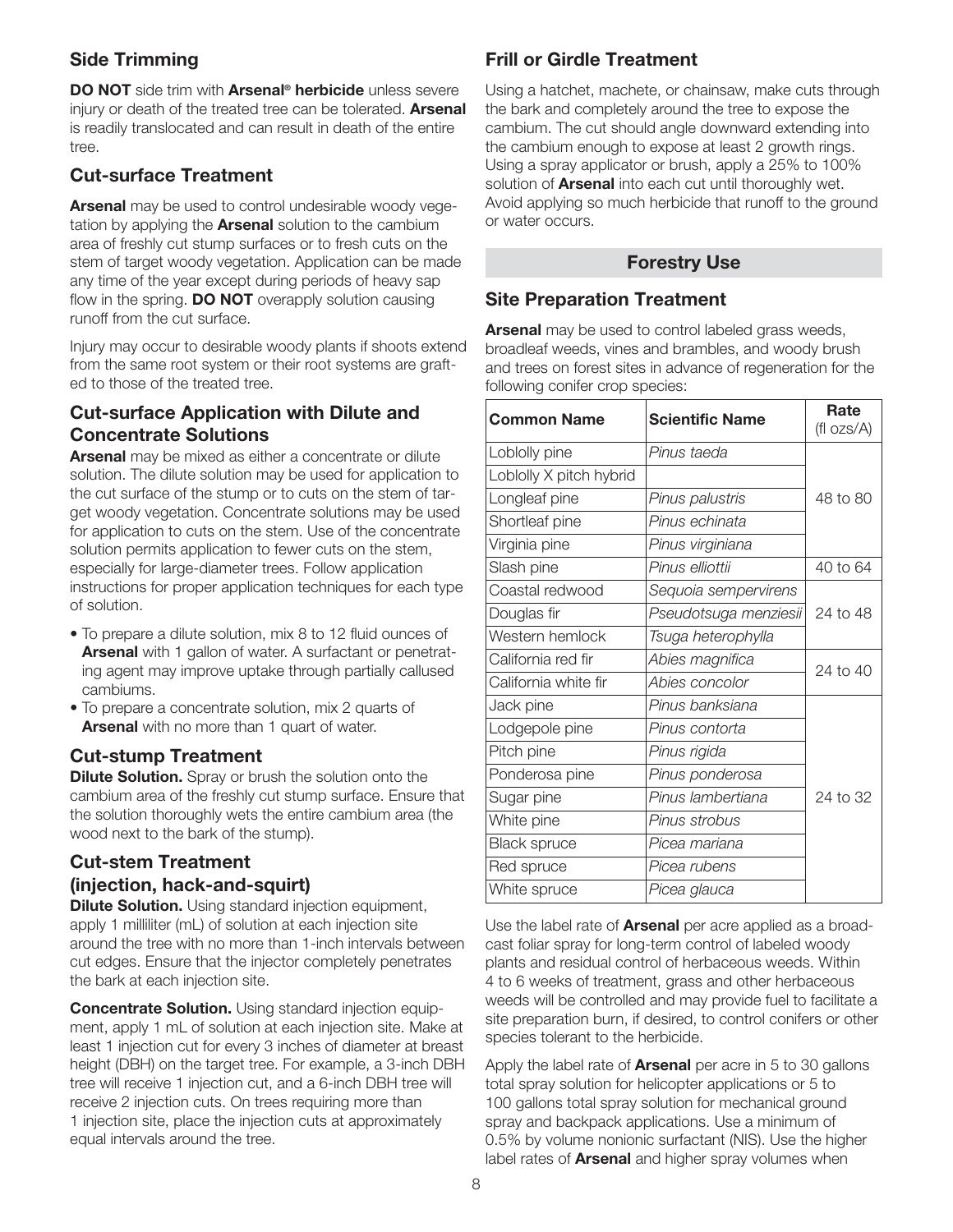## Side Trimming

**DO NOT** side trim with **Arsenal® herbicide** unless severe injury or death of the treated tree can be tolerated. **Arsenal** is readily translocated and can result in death of the entire tree.

## Cut-surface Treatment

**Arsenal** may be used to control undesirable woody vegetation by applying the **Arsenal** solution to the cambium area of freshly cut stump surfaces or to fresh cuts on the stem of target woody vegetation. Application can be made any time of the year except during periods of heavy sap flow in the spring. **DO NOT** overapply solution causing runoff from the cut surface.

Injury may occur to desirable woody plants if shoots extend from the same root system or their root systems are grafted to those of the treated tree.

## Cut-surface Application with Dilute and Concentrate Solutions

**Arsenal** may be mixed as either a concentrate or dilute solution. The dilute solution may be used for application to the cut surface of the stump or to cuts on the stem of target woody vegetation. Concentrate solutions may be used for application to cuts on the stem. Use of the concentrate solution permits application to fewer cuts on the stem, especially for large-diameter trees. Follow application instructions for proper application techniques for each type of solution.

- To prepare a dilute solution, mix 8 to 12 fluid ounces of **Arsenal** with 1 gallon of water. A surfactant or penetrating agent may improve uptake through partially callused cambiums.
- To prepare a concentrate solution, mix 2 quarts of **Arsenal** with no more than 1 quart of water.

## Cut-stump Treatment

**Dilute Solution.** Spray or brush the solution onto the cambium area of the freshly cut stump surface. Ensure that the solution thoroughly wets the entire cambium area (the wood next to the bark of the stump).

## Cut-stem Treatment (injection, hack-and-squirt)

**Dilute Solution.** Using standard injection equipment, apply 1 milliliter (mL) of solution at each injection site around the tree with no more than 1-inch intervals between cut edges. Ensure that the injector completely penetrates the bark at each injection site.

**Concentrate Solution.** Using standard injection equipment, apply 1 mL of solution at each injection site. Make at least 1 injection cut for every 3 inches of diameter at breast height (DBH) on the target tree. For example, a 3-inch DBH tree will receive 1 injection cut, and a 6-inch DBH tree will receive 2 injection cuts. On trees requiring more than 1 injection site, place the injection cuts at approximately equal intervals around the tree.

## Frill or Girdle Treatment

Using a hatchet, machete, or chainsaw, make cuts through the bark and completely around the tree to expose the cambium. The cut should angle downward extending into the cambium enough to expose at least 2 growth rings. Using a spray applicator or brush, apply a 25% to 100% solution of **Arsenal** into each cut until thoroughly wet. Avoid applying so much herbicide that runoff to the ground or water occurs.

## Forestry Use

## Site Preparation Treatment

**Arsenal** may be used to control labeled grass weeds, broadleaf weeds, vines and brambles, and woody brush and trees on forest sites in advance of regeneration for the following conifer crop species:

| Common Name | Scientific Name | Rate (fl ozs/A) |
|---|---|---|
| Loblolly pine | *Pinus taeda* | 48 to 80 |
| Loblolly X pitch hybrid | | |
| Longleaf pine | *Pinus palustris* | |
| Shortleaf pine | *Pinus echinata* | |
| Virginia pine | *Pinus virginiana* | |
| Slash pine | *Pinus elliottii* | 40 to 64 |
| Coastal redwood | *Sequoia sempervirens* | 24 to 48 |
| Douglas fir | *Pseudotsuga menziesii* | |
| Western hemlock | *Tsuga heterophylla* | |
| California red fir | *Abies magnifica* | 24 to 40 |
| California white fir | *Abies concolor* | |
| Jack pine | *Pinus banksiana* | 24 to 32 |
| Lodgepole pine | *Pinus contorta* | |
| Pitch pine | *Pinus rigida* | |
| Ponderosa pine | *Pinus ponderosa* | |
| Sugar pine | *Pinus lambertiana* | |
| White pine | *Pinus strobus* | |
| Black spruce | *Picea mariana* | |
| Red spruce | *Picea rubens* | |
| White spruce | *Picea glauca* | |

Use the label rate of **Arsenal** per acre applied as a broadcast foliar spray for long-term control of labeled woody plants and residual control of herbaceous weeds. Within 4 to 6 weeks of treatment, grass and other herbaceous weeds will be controlled and may provide fuel to facilitate a site preparation burn, if desired, to control conifers or other species tolerant to the herbicide.

Apply the label rate of **Arsenal** per acre in 5 to 30 gallons total spray solution for helicopter applications or 5 to 100 gallons total spray solution for mechanical ground spray and backpack applications. Use a minimum of 0.5% by volume nonionic surfactant (NIS). Use the higher label rates of **Arsenal** and higher spray volumes when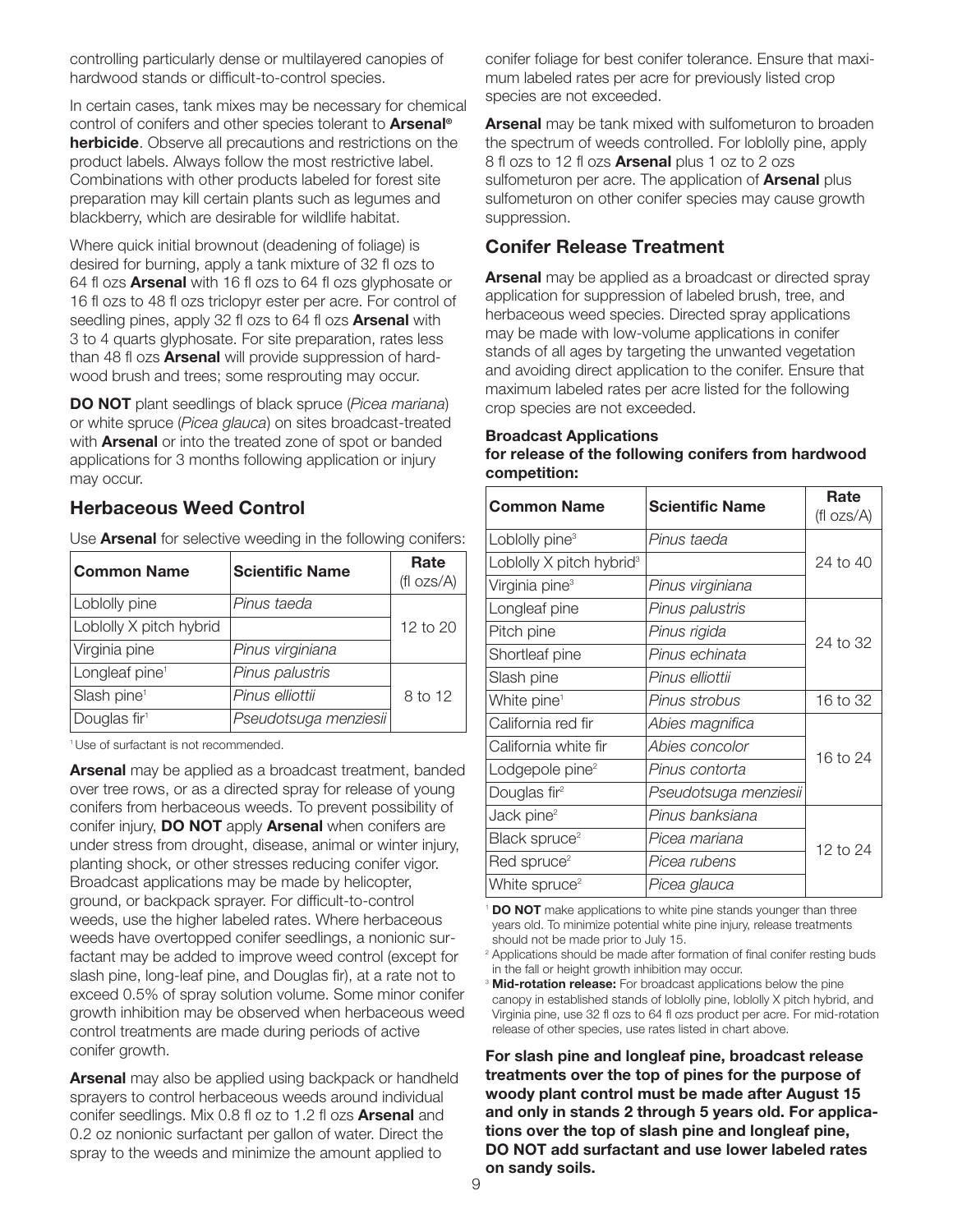controlling particularly dense or multilayered canopies of hardwood stands or difficult-to-control species.

In certain cases, tank mixes may be necessary for chemical control of conifers and other species tolerant to **Arsenal® herbicide**. Observe all precautions and restrictions on the product labels. Always follow the most restrictive label. Combinations with other products labeled for forest site preparation may kill certain plants such as legumes and blackberry, which are desirable for wildlife habitat.

Where quick initial brownout (deadening of foliage) is desired for burning, apply a tank mixture of 32 fl ozs to 64 fl ozs **Arsenal** with 16 fl ozs to 64 fl ozs glyphosate or 16 fl ozs to 48 fl ozs triclopyr ester per acre. For control of seedling pines, apply 32 fl ozs to 64 fl ozs **Arsenal** with 3 to 4 quarts glyphosate. For site preparation, rates less than 48 fl ozs **Arsenal** will provide suppression of hardwood brush and trees; some resprouting may occur.

**DO NOT** plant seedlings of black spruce (*Picea mariana*) or white spruce (*Picea glauca*) on sites broadcast-treated with **Arsenal** or into the treated zone of spot or banded applications for 3 months following application or injury may occur.

## Herbaceous Weed Control

Use **Arsenal** for selective weeding in the following conifers:

| Common Name | Scientific Name | Rate (fl ozs/A) |
|---|---|---|
| Loblolly pine | *Pinus taeda* | 12 to 20 |
| Loblolly X pitch hybrid | | |
| Virginia pine | *Pinus virginiana* | |
| Longleaf pine[1] | *Pinus palustris* | 8 to 12 |
| Slash pine[1] | *Pinus elliottii* | |
| Douglas fir[1] | *Pseudotsuga menziesii* | |

[1] Use of surfactant is not recommended.

**Arsenal** may be applied as a broadcast treatment, banded over tree rows, or as a directed spray for release of young conifers from herbaceous weeds. To prevent possibility of conifer injury, **DO NOT** apply **Arsenal** when conifers are under stress from drought, disease, animal or winter injury, planting shock, or other stresses reducing conifer vigor. Broadcast applications may be made by helicopter, ground, or backpack sprayer. For difficult-to-control weeds, use the higher labeled rates. Where herbaceous weeds have overtopped conifer seedlings, a nonionic surfactant may be added to improve weed control (except for slash pine, long-leaf pine, and Douglas fir), at a rate not to exceed 0.5% of spray solution volume. Some minor conifer growth inhibition may be observed when herbaceous weed control treatments are made during periods of active conifer growth.

**Arsenal** may also be applied using backpack or handheld sprayers to control herbaceous weeds around individual conifer seedlings. Mix 0.8 fl oz to 1.2 fl ozs **Arsenal** and 0.2 oz nonionic surfactant per gallon of water. Direct the spray to the weeds and minimize the amount applied to conifer foliage for best conifer tolerance. Ensure that maximum labeled rates per acre for previously listed crop species are not exceeded.

**Arsenal** may be tank mixed with sulfometuron to broaden the spectrum of weeds controlled. For loblolly pine, apply 8 fl ozs to 12 fl ozs **Arsenal** plus 1 oz to 2 ozs sulfometuron per acre. The application of **Arsenal** plus sulfometuron on other conifer species may cause growth suppression.

## Conifer Release Treatment

**Arsenal** may be applied as a broadcast or directed spray application for suppression of labeled brush, tree, and herbaceous weed species. Directed spray applications may be made with low-volume applications in conifer stands of all ages by targeting the unwanted vegetation and avoiding direct application to the conifer. Ensure that maximum labeled rates per acre listed for the following crop species are not exceeded.

**Broadcast Applications for release of the following conifers from hardwood competition:**

| Common Name | Scientific Name | Rate (fl ozs/A) |
|---|---|---|
| Loblolly pine[3] | *Pinus taeda* | 24 to 40 |
| Loblolly X pitch hybrid[3] | | |
| Virginia pine[3] | *Pinus virginiana* | |
| Longleaf pine | *Pinus palustris* | 24 to 32 |
| Pitch pine | *Pinus rigida* | |
| Shortleaf pine | *Pinus echinata* | |
| Slash pine | *Pinus elliottii* | |
| White pine[1] | *Pinus strobus* | 16 to 32 |
| California red fir | *Abies magnifica* | 16 to 24 |
| California white fir | *Abies concolor* | |
| Lodgepole pine[2] | *Pinus contorta* | |
| Douglas fir[2] | *Pseudotsuga menziesii* | |
| Jack pine[2] | *Pinus banksiana* | 12 to 24 |
| Black spruce[2] | *Picea mariana* | |
| Red spruce[2] | *Picea rubens* | |
| White spruce[2] | *Picea glauca* | |

[1] **DO NOT** make applications to white pine stands younger than three years old. To minimize potential white pine injury, release treatments should not be made prior to July 15.

[2] Applications should be made after formation of final conifer resting buds in the fall or height growth inhibition may occur.

[3] **Mid-rotation release:** For broadcast applications below the pine canopy in established stands of loblolly pine, loblolly X pitch hybrid, and Virginia pine, use 32 fl ozs to 64 fl ozs product per acre. For mid-rotation release of other species, use rates listed in chart above.

**For slash pine and longleaf pine, broadcast release treatments over the top of pines for the purpose of woody plant control must be made after August 15 and only in stands 2 through 5 years old. For applications over the top of slash pine and longleaf pine, DO NOT add surfactant and use lower labeled rates on sandy soils.**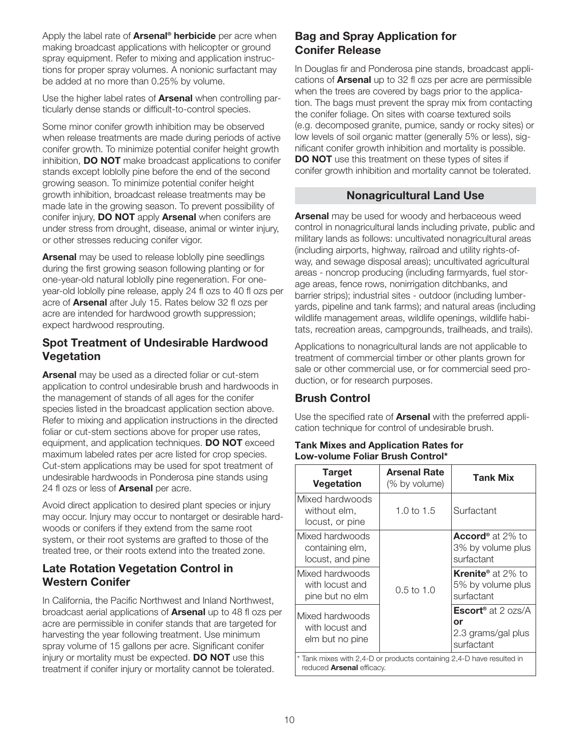Apply the label rate of **Arsenal® herbicide** per acre when making broadcast applications with helicopter or ground spray equipment. Refer to mixing and application instructions for proper spray volumes. A nonionic surfactant may be added at no more than 0.25% by volume.

Use the higher label rates of **Arsenal** when controlling particularly dense stands or difficult-to-control species.

Some minor conifer growth inhibition may be observed when release treatments are made during periods of active conifer growth. To minimize potential conifer height growth inhibition, **DO NOT** make broadcast applications to conifer stands except loblolly pine before the end of the second growing season. To minimize potential conifer height growth inhibition, broadcast release treatments may be made late in the growing season. To prevent possibility of conifer injury, **DO NOT** apply **Arsenal** when conifers are under stress from drought, disease, animal or winter injury, or other stresses reducing conifer vigor.

**Arsenal** may be used to release loblolly pine seedlings during the first growing season following planting or for one-year-old natural loblolly pine regeneration. For one-year-old loblolly pine release, apply 24 fl ozs to 40 fl ozs per acre of **Arsenal** after July 15. Rates below 32 fl ozs per acre are intended for hardwood growth suppression; expect hardwood resprouting.

## Spot Treatment of Undesirable Hardwood Vegetation

**Arsenal** may be used as a directed foliar or cut-stem application to control undesirable brush and hardwoods in the management of stands of all ages for the conifer species listed in the broadcast application section above. Refer to mixing and application instructions in the directed foliar or cut-stem sections above for proper use rates, equipment, and application techniques. **DO NOT** exceed maximum labeled rates per acre listed for crop species. Cut-stem applications may be used for spot treatment of undesirable hardwoods in Ponderosa pine stands using 24 fl ozs or less of **Arsenal** per acre.

Avoid direct application to desired plant species or injury may occur. Injury may occur to nontarget or desirable hardwoods or conifers if they extend from the same root system, or their root systems are grafted to those of the treated tree, or their roots extend into the treated zone.

## Late Rotation Vegetation Control in Western Conifer

In California, the Pacific Northwest and Inland Northwest, broadcast aerial applications of **Arsenal** up to 48 fl ozs per acre are permissible in conifer stands that are targeted for harvesting the year following treatment. Use minimum spray volume of 15 gallons per acre. Significant conifer injury or mortality must be expected. **DO NOT** use this treatment if conifer injury or mortality cannot be tolerated.

## Bag and Spray Application for Conifer Release

In Douglas fir and Ponderosa pine stands, broadcast applications of **Arsenal** up to 32 fl ozs per acre are permissible when the trees are covered by bags prior to the application. The bags must prevent the spray mix from contacting the conifer foliage. On sites with coarse textured soils (e.g. decomposed granite, pumice, sandy or rocky sites) or low levels of soil organic matter (generally 5% or less), significant conifer growth inhibition and mortality is possible. **DO NOT** use this treatment on these types of sites if conifer growth inhibition and mortality cannot be tolerated.

# Nonagricultural Land Use

**Arsenal** may be used for woody and herbaceous weed control in nonagricultural lands including private, public and military lands as follows: uncultivated nonagricultural areas (including airports, highway, railroad and utility rights-of-way, and sewage disposal areas); uncultivated agricultural areas - noncrop producing (including farmyards, fuel storage areas, fence rows, nonirrigation ditchbanks, and barrier strips); industrial sites - outdoor (including lumberyards, pipeline and tank farms); and natural areas (including wildlife management areas, wildlife openings, wildlife habitats, recreation areas, campgrounds, trailheads, and trails).

Applications to nonagricultural lands are not applicable to treatment of commercial timber or other plants grown for sale or other commercial use, or for commercial seed production, or for research purposes.

## Brush Control

Use the specified rate of **Arsenal** with the preferred application technique for control of undesirable brush.

**Tank Mixes and Application Rates for Low-volume Foliar Brush Control***

| Target Vegetation | Arsenal Rate (% by volume) | Tank Mix |
|---|---|---|
| Mixed hardwoods without elm, locust, or pine | 1.0 to 1.5 | Surfactant |
| Mixed hardwoods containing elm, locust, and pine | 0.5 to 1.0 | **Accord®** at 2% to 3% by volume plus surfactant |
| Mixed hardwoods with locust and pine but no elm | | **Krenite®** at 2% to 5% by volume plus surfactant |
| Mixed hardwoods with locust and elm but no pine | | **Escort®** at 2 ozs/A **or** 2.3 grams/gal plus surfactant |

* Tank mixes with 2,4-D or products containing 2,4-D have resulted in reduced **Arsenal** efficacy.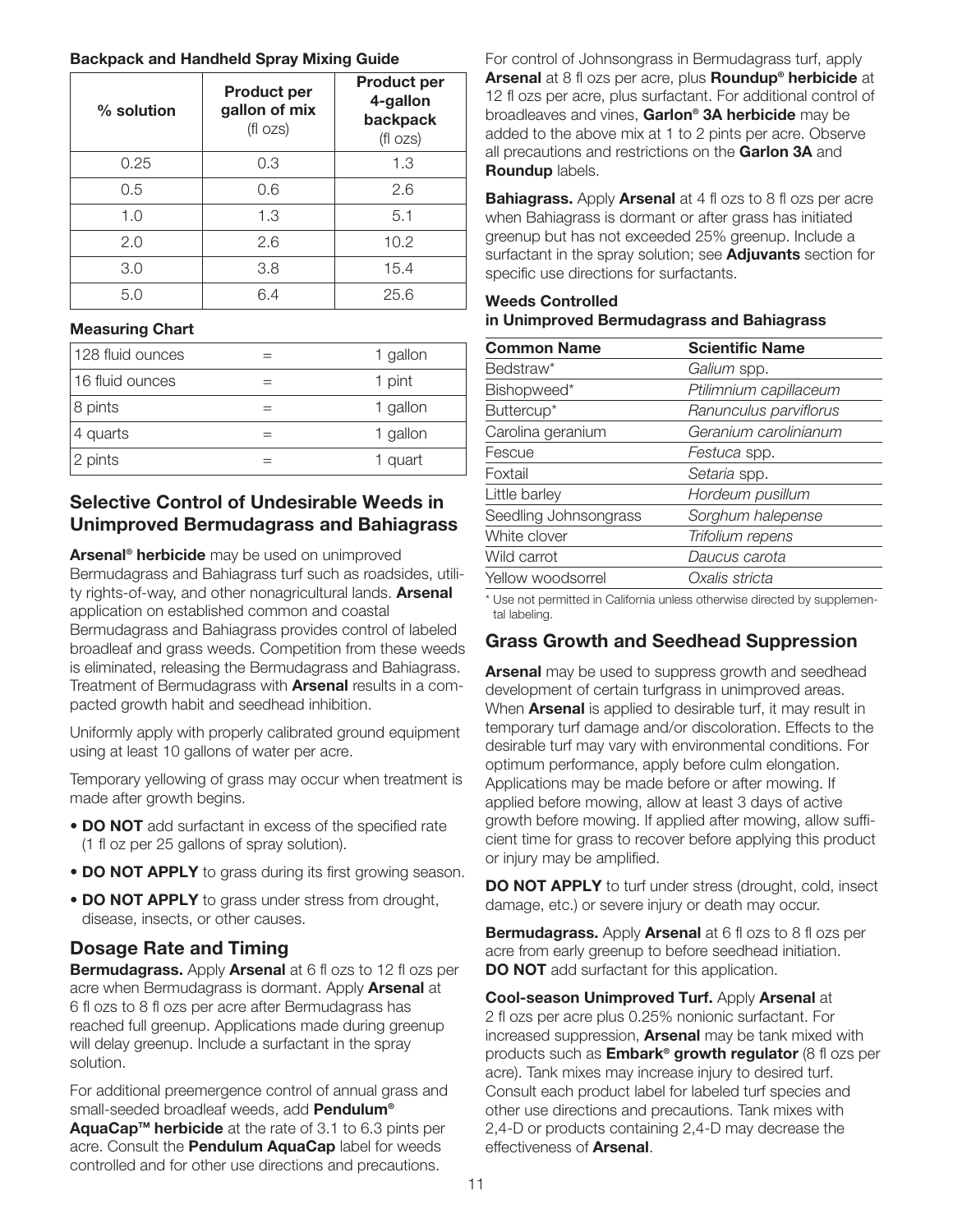**Backpack and Handheld Spray Mixing Guide**

| % solution | Product per gallon of mix (fl ozs) | Product per 4-gallon backpack (fl ozs) |
|---|---|---|
| 0.25 | 0.3 | 1.3 |
| 0.5 | 0.6 | 2.6 |
| 1.0 | 1.3 | 5.1 |
| 2.0 | 2.6 | 10.2 |
| 3.0 | 3.8 | 15.4 |
| 5.0 | 6.4 | 25.6 |

**Measuring Chart**

| | | |
|---|---|---|
| 128 fluid ounces | = | 1 gallon |
| 16 fluid ounces | = | 1 pint |
| 8 pints | = | 1 gallon |
| 4 quarts | = | 1 gallon |
| 2 pints | = | 1 quart |

## Selective Control of Undesirable Weeds in Unimproved Bermudagrass and Bahiagrass

**Arsenal® herbicide** may be used on unimproved Bermudagrass and Bahiagrass turf such as roadsides, utility rights-of-way, and other nonagricultural lands. **Arsenal** application on established common and coastal Bermudagrass and Bahiagrass provides control of labeled broadleaf and grass weeds. Competition from these weeds is eliminated, releasing the Bermudagrass and Bahiagrass. Treatment of Bermudagrass with **Arsenal** results in a compacted growth habit and seedhead inhibition.

Uniformly apply with properly calibrated ground equipment using at least 10 gallons of water per acre.

Temporary yellowing of grass may occur when treatment is made after growth begins.

- **DO NOT** add surfactant in excess of the specified rate (1 fl oz per 25 gallons of spray solution).
- **DO NOT APPLY** to grass during its first growing season.
- **DO NOT APPLY** to grass under stress from drought, disease, insects, or other causes.

## Dosage Rate and Timing

**Bermudagrass.** Apply **Arsenal** at 6 fl ozs to 12 fl ozs per acre when Bermudagrass is dormant. Apply **Arsenal** at 6 fl ozs to 8 fl ozs per acre after Bermudagrass has reached full greenup. Applications made during greenup will delay greenup. Include a surfactant in the spray solution.

For additional preemergence control of annual grass and small-seeded broadleaf weeds, add **Pendulum® AquaCap™ herbicide** at the rate of 3.1 to 6.3 pints per acre. Consult the **Pendulum AquaCap** label for weeds controlled and for other use directions and precautions.

For control of Johnsongrass in Bermudagrass turf, apply **Arsenal** at 8 fl ozs per acre, plus **Roundup® herbicide** at 12 fl ozs per acre, plus surfactant. For additional control of broadleaves and vines, **Garlon® 3A herbicide** may be added to the above mix at 1 to 2 pints per acre. Observe all precautions and restrictions on the **Garlon 3A** and **Roundup** labels.

**Bahiagrass.** Apply **Arsenal** at 4 fl ozs to 8 fl ozs per acre when Bahiagrass is dormant or after grass has initiated greenup but has not exceeded 25% greenup. Include a surfactant in the spray solution; see **Adjuvants** section for specific use directions for surfactants.

**Weeds Controlled in Unimproved Bermudagrass and Bahiagrass**

| Common Name | Scientific Name |
|---|---|
| Bedstraw* | *Galium* spp. |
| Bishopweed* | *Ptilimnium capillaceum* |
| Buttercup* | *Ranunculus parviflorus* |
| Carolina geranium | *Geranium carolinianum* |
| Fescue | *Festuca* spp. |
| Foxtail | *Setaria* spp. |
| Little barley | *Hordeum pusillum* |
| Seedling Johnsongrass | *Sorghum halepense* |
| White clover | *Trifolium repens* |
| Wild carrot | *Daucus carota* |
| Yellow woodsorrel | *Oxalis stricta* |

\* Use not permitted in California unless otherwise directed by supplemental labeling.

## Grass Growth and Seedhead Suppression

**Arsenal** may be used to suppress growth and seedhead development of certain turfgrass in unimproved areas. When **Arsenal** is applied to desirable turf, it may result in temporary turf damage and/or discoloration. Effects to the desirable turf may vary with environmental conditions. For optimum performance, apply before culm elongation. Applications may be made before or after mowing. If applied before mowing, allow at least 3 days of active growth before mowing. If applied after mowing, allow sufficient time for grass to recover before applying this product or injury may be amplified.

**DO NOT APPLY** to turf under stress (drought, cold, insect damage, etc.) or severe injury or death may occur.

**Bermudagrass.** Apply **Arsenal** at 6 fl ozs to 8 fl ozs per acre from early greenup to before seedhead initiation. **DO NOT** add surfactant for this application.

**Cool-season Unimproved Turf.** Apply **Arsenal** at 2 fl ozs per acre plus 0.25% nonionic surfactant. For increased suppression, **Arsenal** may be tank mixed with products such as **Embark® growth regulator** (8 fl ozs per acre). Tank mixes may increase injury to desired turf. Consult each product label for labeled turf species and other use directions and precautions. Tank mixes with 2,4-D or products containing 2,4-D may decrease the effectiveness of **Arsenal**.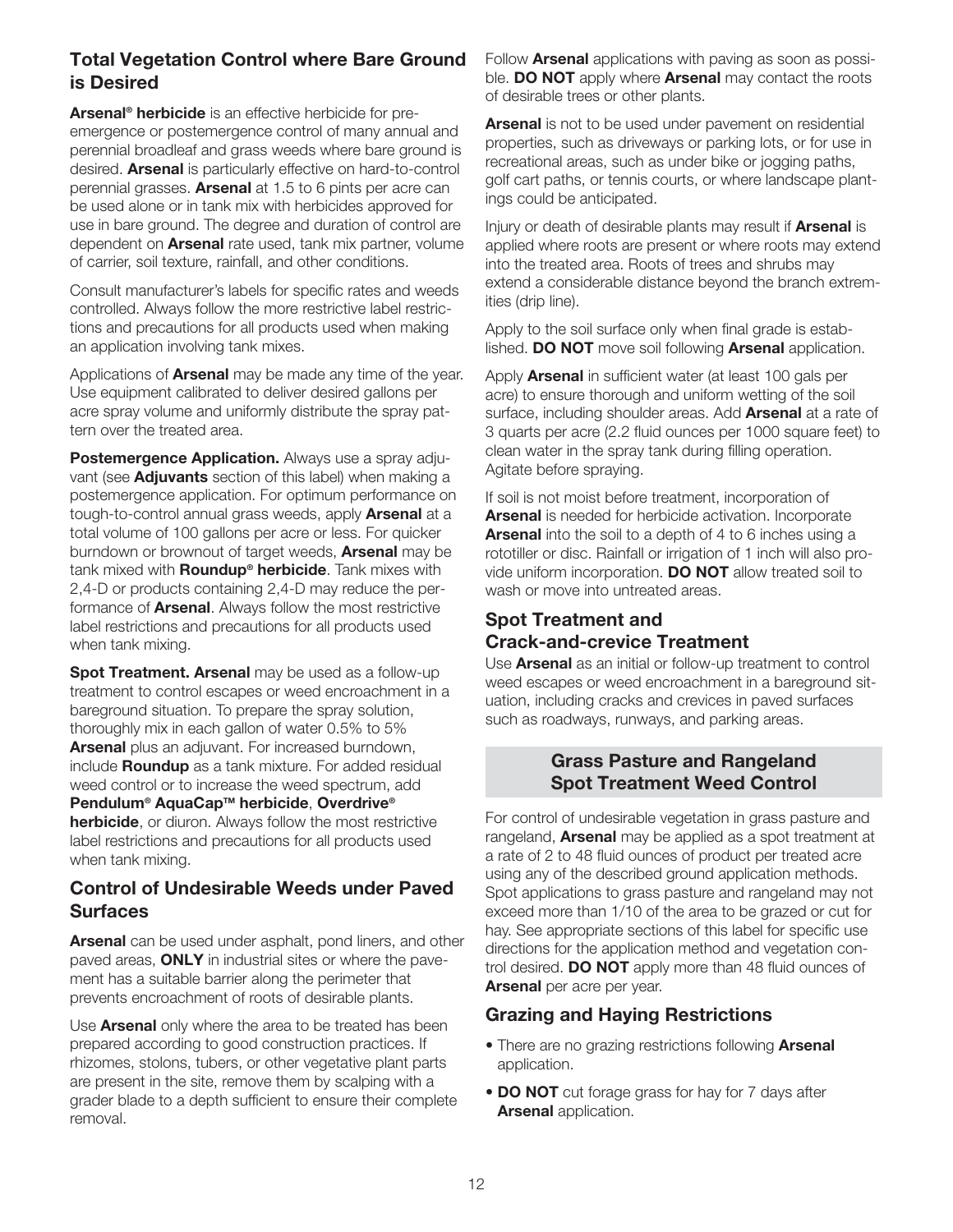## Total Vegetation Control where Bare Ground is Desired

**Arsenal® herbicide** is an effective herbicide for preemergence or postemergence control of many annual and perennial broadleaf and grass weeds where bare ground is desired. **Arsenal** is particularly effective on hard-to-control perennial grasses. **Arsenal** at 1.5 to 6 pints per acre can be used alone or in tank mix with herbicides approved for use in bare ground. The degree and duration of control are dependent on **Arsenal** rate used, tank mix partner, volume of carrier, soil texture, rainfall, and other conditions.

Consult manufacturer's labels for specific rates and weeds controlled. Always follow the more restrictive label restrictions and precautions for all products used when making an application involving tank mixes.

Applications of **Arsenal** may be made any time of the year. Use equipment calibrated to deliver desired gallons per acre spray volume and uniformly distribute the spray pattern over the treated area.

**Postemergence Application.** Always use a spray adjuvant (see **Adjuvants** section of this label) when making a postemergence application. For optimum performance on tough-to-control annual grass weeds, apply **Arsenal** at a total volume of 100 gallons per acre or less. For quicker burndown or brownout of target weeds, **Arsenal** may be tank mixed with **Roundup® herbicide**. Tank mixes with 2,4-D or products containing 2,4-D may reduce the performance of **Arsenal**. Always follow the most restrictive label restrictions and precautions for all products used when tank mixing.

**Spot Treatment. Arsenal** may be used as a follow-up treatment to control escapes or weed encroachment in a bareground situation. To prepare the spray solution, thoroughly mix in each gallon of water 0.5% to 5% **Arsenal** plus an adjuvant. For increased burndown, include **Roundup** as a tank mixture. For added residual weed control or to increase the weed spectrum, add **Pendulum® AquaCap™ herbicide**, **Overdrive® herbicide**, or diuron. Always follow the most restrictive label restrictions and precautions for all products used when tank mixing.

## Control of Undesirable Weeds under Paved Surfaces

**Arsenal** can be used under asphalt, pond liners, and other paved areas, **ONLY** in industrial sites or where the pavement has a suitable barrier along the perimeter that prevents encroachment of roots of desirable plants.

Use **Arsenal** only where the area to be treated has been prepared according to good construction practices. If rhizomes, stolons, tubers, or other vegetative plant parts are present in the site, remove them by scalping with a grader blade to a depth sufficient to ensure their complete removal.

Follow **Arsenal** applications with paving as soon as possible. **DO NOT** apply where **Arsenal** may contact the roots of desirable trees or other plants.

**Arsenal** is not to be used under pavement on residential properties, such as driveways or parking lots, or for use in recreational areas, such as under bike or jogging paths, golf cart paths, or tennis courts, or where landscape plantings could be anticipated.

Injury or death of desirable plants may result if **Arsenal** is applied where roots are present or where roots may extend into the treated area. Roots of trees and shrubs may extend a considerable distance beyond the branch extremities (drip line).

Apply to the soil surface only when final grade is established. **DO NOT** move soil following **Arsenal** application.

Apply **Arsenal** in sufficient water (at least 100 gals per acre) to ensure thorough and uniform wetting of the soil surface, including shoulder areas. Add **Arsenal** at a rate of 3 quarts per acre (2.2 fluid ounces per 1000 square feet) to clean water in the spray tank during filling operation. Agitate before spraying.

If soil is not moist before treatment, incorporation of **Arsenal** is needed for herbicide activation. Incorporate **Arsenal** into the soil to a depth of 4 to 6 inches using a rototiller or disc. Rainfall or irrigation of 1 inch will also provide uniform incorporation. **DO NOT** allow treated soil to wash or move into untreated areas.

## Spot Treatment and Crack-and-crevice Treatment

Use **Arsenal** as an initial or follow-up treatment to control weed escapes or weed encroachment in a bareground situation, including cracks and crevices in paved surfaces such as roadways, runways, and parking areas.

## Grass Pasture and Rangeland Spot Treatment Weed Control

For control of undesirable vegetation in grass pasture and rangeland, **Arsenal** may be applied as a spot treatment at a rate of 2 to 48 fluid ounces of product per treated acre using any of the described ground application methods. Spot applications to grass pasture and rangeland may not exceed more than 1/10 of the area to be grazed or cut for hay. See appropriate sections of this label for specific use directions for the application method and vegetation control desired. **DO NOT** apply more than 48 fluid ounces of **Arsenal** per acre per year.

## Grazing and Haying Restrictions

- There are no grazing restrictions following **Arsenal** application.
- **DO NOT** cut forage grass for hay for 7 days after **Arsenal** application.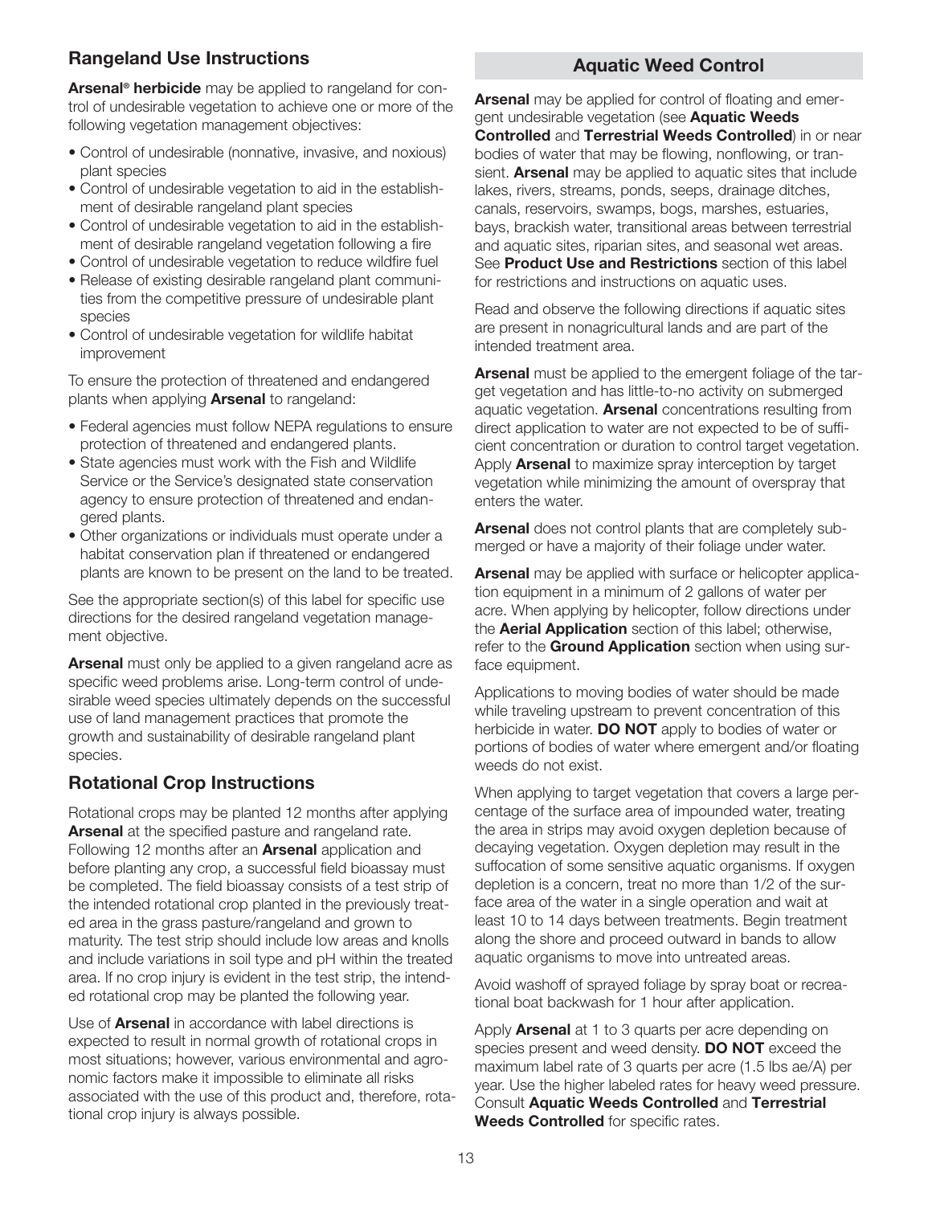## Rangeland Use Instructions

**Arsenal® herbicide** may be applied to rangeland for control of undesirable vegetation to achieve one or more of the following vegetation management objectives:

- Control of undesirable (nonnative, invasive, and noxious) plant species
- Control of undesirable vegetation to aid in the establishment of desirable rangeland plant species
- Control of undesirable vegetation to aid in the establishment of desirable rangeland vegetation following a fire
- Control of undesirable vegetation to reduce wildfire fuel
- Release of existing desirable rangeland plant communities from the competitive pressure of undesirable plant species
- Control of undesirable vegetation for wildlife habitat improvement

To ensure the protection of threatened and endangered plants when applying **Arsenal** to rangeland:

- Federal agencies must follow NEPA regulations to ensure protection of threatened and endangered plants.
- State agencies must work with the Fish and Wildlife Service or the Service's designated state conservation agency to ensure protection of threatened and endangered plants.
- Other organizations or individuals must operate under a habitat conservation plan if threatened or endangered plants are known to be present on the land to be treated.

See the appropriate section(s) of this label for specific use directions for the desired rangeland vegetation management objective.

**Arsenal** must only be applied to a given rangeland acre as specific weed problems arise. Long-term control of undesirable weed species ultimately depends on the successful use of land management practices that promote the growth and sustainability of desirable rangeland plant species.

## Rotational Crop Instructions

Rotational crops may be planted 12 months after applying **Arsenal** at the specified pasture and rangeland rate. Following 12 months after an **Arsenal** application and before planting any crop, a successful field bioassay must be completed. The field bioassay consists of a test strip of the intended rotational crop planted in the previously treated area in the grass pasture/rangeland and grown to maturity. The test strip should include low areas and knolls and include variations in soil type and pH within the treated area. If no crop injury is evident in the test strip, the intended rotational crop may be planted the following year.

Use of **Arsenal** in accordance with label directions is expected to result in normal growth of rotational crops in most situations; however, various environmental and agronomic factors make it impossible to eliminate all risks associated with the use of this product and, therefore, rotational crop injury is always possible.

## Aquatic Weed Control

**Arsenal** may be applied for control of floating and emergent undesirable vegetation (see **Aquatic Weeds Controlled** and **Terrestrial Weeds Controlled**) in or near bodies of water that may be flowing, nonflowing, or transient. **Arsenal** may be applied to aquatic sites that include lakes, rivers, streams, ponds, seeps, drainage ditches, canals, reservoirs, swamps, bogs, marshes, estuaries, bays, brackish water, transitional areas between terrestrial and aquatic sites, riparian sites, and seasonal wet areas. See **Product Use and Restrictions** section of this label for restrictions and instructions on aquatic uses.

Read and observe the following directions if aquatic sites are present in nonagricultural lands and are part of the intended treatment area.

**Arsenal** must be applied to the emergent foliage of the target vegetation and has little-to-no activity on submerged aquatic vegetation. **Arsenal** concentrations resulting from direct application to water are not expected to be of sufficient concentration or duration to control target vegetation. Apply **Arsenal** to maximize spray interception by target vegetation while minimizing the amount of overspray that enters the water.

**Arsenal** does not control plants that are completely submerged or have a majority of their foliage under water.

**Arsenal** may be applied with surface or helicopter application equipment in a minimum of 2 gallons of water per acre. When applying by helicopter, follow directions under the **Aerial Application** section of this label; otherwise, refer to the **Ground Application** section when using surface equipment.

Applications to moving bodies of water should be made while traveling upstream to prevent concentration of this herbicide in water. **DO NOT** apply to bodies of water or portions of bodies of water where emergent and/or floating weeds do not exist.

When applying to target vegetation that covers a large percentage of the surface area of impounded water, treating the area in strips may avoid oxygen depletion because of decaying vegetation. Oxygen depletion may result in the suffocation of some sensitive aquatic organisms. If oxygen depletion is a concern, treat no more than 1/2 of the surface area of the water in a single operation and wait at least 10 to 14 days between treatments. Begin treatment along the shore and proceed outward in bands to allow aquatic organisms to move into untreated areas.

Avoid washoff of sprayed foliage by spray boat or recreational boat backwash for 1 hour after application.

Apply **Arsenal** at 1 to 3 quarts per acre depending on species present and weed density. **DO NOT** exceed the maximum label rate of 3 quarts per acre (1.5 lbs ae/A) per year. Use the higher labeled rates for heavy weed pressure. Consult **Aquatic Weeds Controlled** and **Terrestrial Weeds Controlled** for specific rates.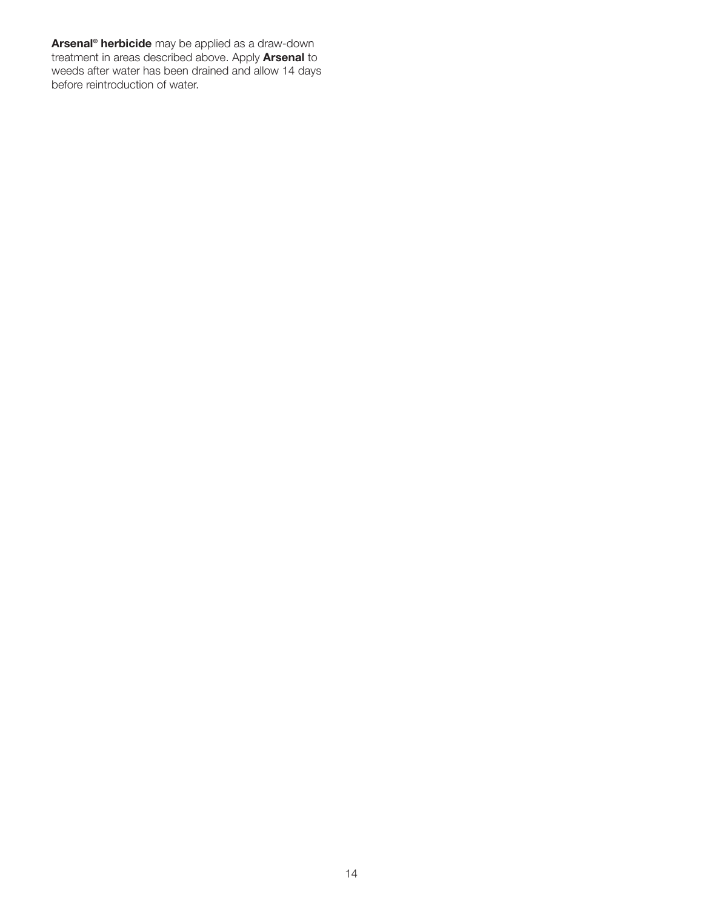**Arsenal® herbicide** may be applied as a draw-down treatment in areas described above. Apply **Arsenal** to weeds after water has been drained and allow 14 days before reintroduction of water.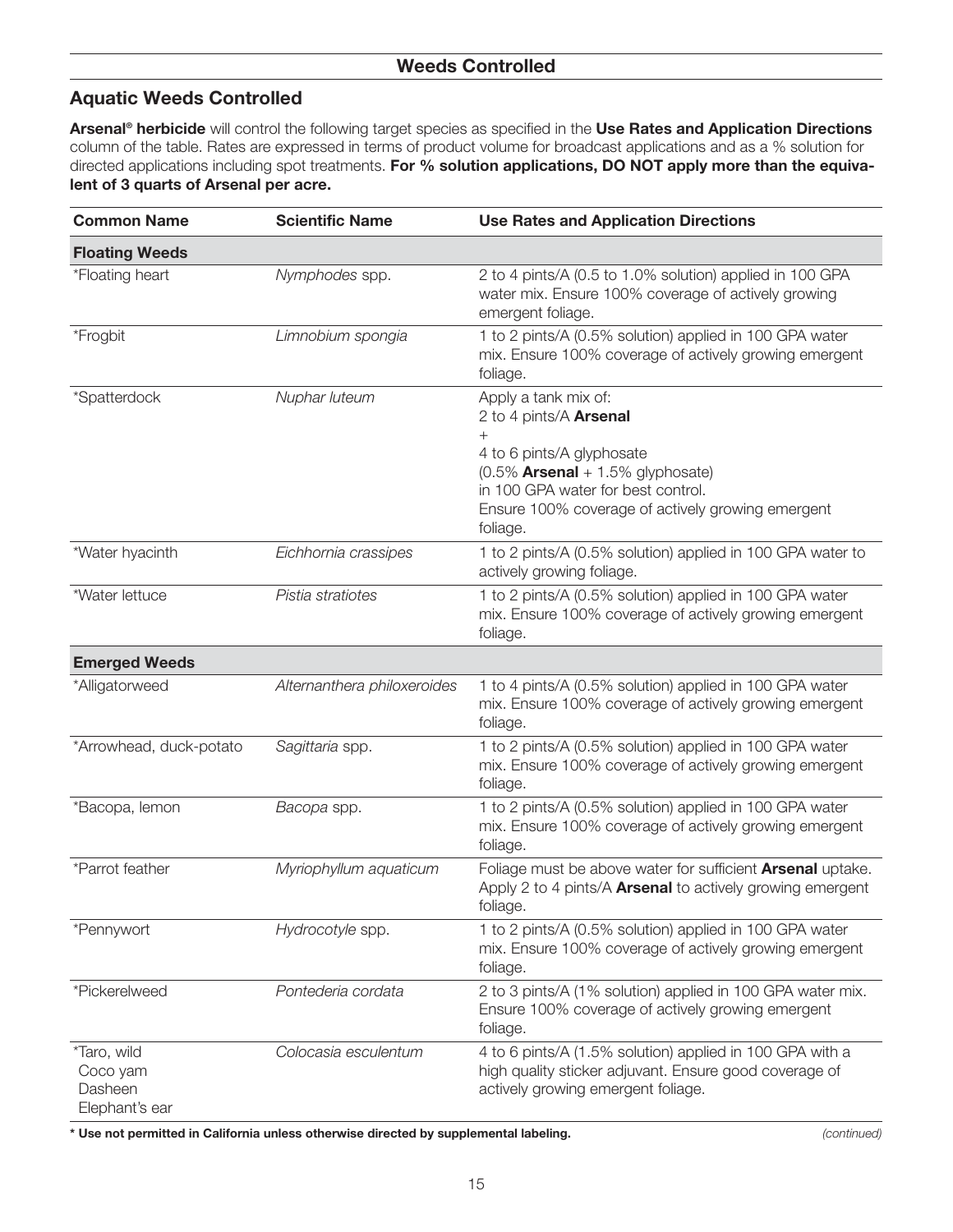## Weeds Controlled

### Aquatic Weeds Controlled

**Arsenal® herbicide** will control the following target species as specified in the **Use Rates and Application Directions** column of the table. Rates are expressed in terms of product volume for broadcast applications and as a % solution for directed applications including spot treatments. **For % solution applications, DO NOT apply more than the equivalent of 3 quarts of Arsenal per acre.**

| Common Name | Scientific Name | Use Rates and Application Directions |
|---|---|---|
| **Floating Weeds** | | |
| *Floating heart | *Nymphodes* spp. | 2 to 4 pints/A (0.5 to 1.0% solution) applied in 100 GPA water mix. Ensure 100% coverage of actively growing emergent foliage. |
| *Frogbit | *Limnobium spongia* | 1 to 2 pints/A (0.5% solution) applied in 100 GPA water mix. Ensure 100% coverage of actively growing emergent foliage. |
| *Spatterdock | *Nuphar luteum* | Apply a tank mix of:<br>2 to 4 pints/A **Arsenal**<br>+<br>4 to 6 pints/A glyphosate<br>(0.5% **Arsenal** + 1.5% glyphosate)<br>in 100 GPA water for best control.<br>Ensure 100% coverage of actively growing emergent foliage. |
| *Water hyacinth | *Eichhornia crassipes* | 1 to 2 pints/A (0.5% solution) applied in 100 GPA water to actively growing foliage. |
| *Water lettuce | *Pistia stratiotes* | 1 to 2 pints/A (0.5% solution) applied in 100 GPA water mix. Ensure 100% coverage of actively growing emergent foliage. |
| **Emerged Weeds** | | |
| *Alligatorweed | *Alternanthera philoxeroides* | 1 to 4 pints/A (0.5% solution) applied in 100 GPA water mix. Ensure 100% coverage of actively growing emergent foliage. |
| *Arrowhead, duck-potato | *Sagittaria* spp. | 1 to 2 pints/A (0.5% solution) applied in 100 GPA water mix. Ensure 100% coverage of actively growing emergent foliage. |
| *Bacopa, lemon | *Bacopa* spp. | 1 to 2 pints/A (0.5% solution) applied in 100 GPA water mix. Ensure 100% coverage of actively growing emergent foliage. |
| *Parrot feather | *Myriophyllum aquaticum* | Foliage must be above water for sufficient **Arsenal** uptake. Apply 2 to 4 pints/A **Arsenal** to actively growing emergent foliage. |
| *Pennywort | *Hydrocotyle* spp. | 1 to 2 pints/A (0.5% solution) applied in 100 GPA water mix. Ensure 100% coverage of actively growing emergent foliage. |
| *Pickerelweed | *Pontederia cordata* | 2 to 3 pints/A (1% solution) applied in 100 GPA water mix. Ensure 100% coverage of actively growing emergent foliage. |
| *Taro, wild<br>Coco yam<br>Dasheen<br>Elephant's ear | *Colocasia esculentum* | 4 to 6 pints/A (1.5% solution) applied in 100 GPA with a high quality sticker adjuvant. Ensure good coverage of actively growing emergent foliage. |

**\* Use not permitted in California unless otherwise directed by supplemental labeling.**

*(continued)*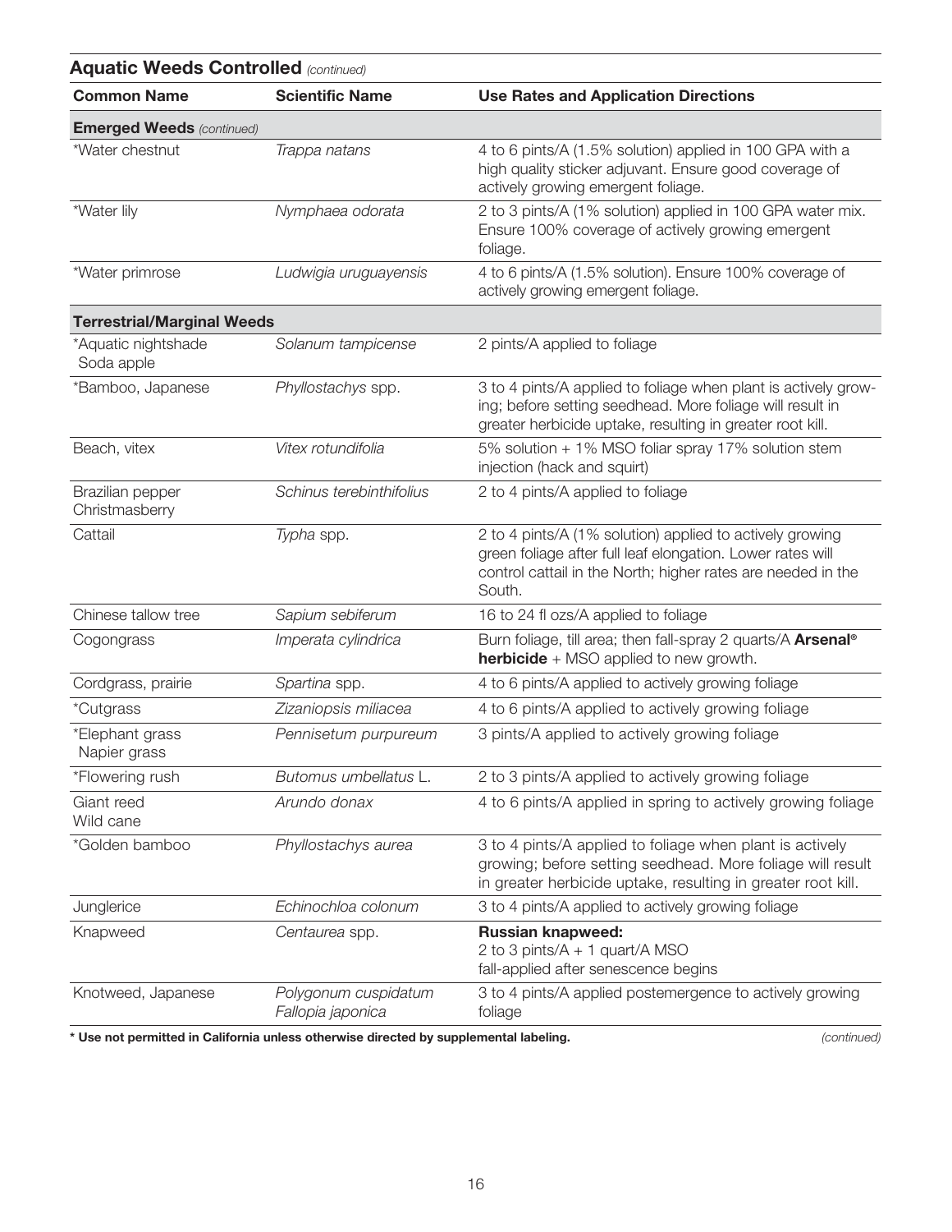## Aquatic Weeds Controlled *(continued)*

| Common Name | Scientific Name | Use Rates and Application Directions |
|---|---|---|
| **Emerged Weeds** *(continued)* | | |
| *Water chestnut | *Trappa natans* | 4 to 6 pints/A (1.5% solution) applied in 100 GPA with a high quality sticker adjuvant. Ensure good coverage of actively growing emergent foliage. |
| *Water lily | *Nymphaea odorata* | 2 to 3 pints/A (1% solution) applied in 100 GPA water mix. Ensure 100% coverage of actively growing emergent foliage. |
| *Water primrose | *Ludwigia uruguayensis* | 4 to 6 pints/A (1.5% solution). Ensure 100% coverage of actively growing emergent foliage. |
| **Terrestrial/Marginal Weeds** | | |
| *Aquatic nightshade<br>Soda apple | *Solanum tampicense* | 2 pints/A applied to foliage |
| *Bamboo, Japanese | *Phyllostachys* spp. | 3 to 4 pints/A applied to foliage when plant is actively growing; before setting seedhead. More foliage will result in greater herbicide uptake, resulting in greater root kill. |
| Beach, vitex | *Vitex rotundifolia* | 5% solution + 1% MSO foliar spray 17% solution stem injection (hack and squirt) |
| Brazilian pepper<br>Christmasberry | *Schinus terebinthifolius* | 2 to 4 pints/A applied to foliage |
| Cattail | *Typha* spp. | 2 to 4 pints/A (1% solution) applied to actively growing green foliage after full leaf elongation. Lower rates will control cattail in the North; higher rates are needed in the South. |
| Chinese tallow tree | *Sapium sebiferum* | 16 to 24 fl ozs/A applied to foliage |
| Cogongrass | *Imperata cylindrica* | Burn foliage, till area; then fall-spray 2 quarts/A **Arsenal® herbicide** + MSO applied to new growth. |
| Cordgrass, prairie | *Spartina* spp. | 4 to 6 pints/A applied to actively growing foliage |
| *Cutgrass | *Zizaniopsis miliacea* | 4 to 6 pints/A applied to actively growing foliage |
| *Elephant grass<br>Napier grass | *Pennisetum purpureum* | 3 pints/A applied to actively growing foliage |
| *Flowering rush | *Butomus umbellatus* L. | 2 to 3 pints/A applied to actively growing foliage |
| Giant reed<br>Wild cane | *Arundo donax* | 4 to 6 pints/A applied in spring to actively growing foliage |
| *Golden bamboo | *Phyllostachys aurea* | 3 to 4 pints/A applied to foliage when plant is actively growing; before setting seedhead. More foliage will result in greater herbicide uptake, resulting in greater root kill. |
| Junglerice | *Echinochloa colonum* | 3 to 4 pints/A applied to actively growing foliage |
| Knapweed | *Centaurea* spp. | **Russian knapweed:**<br>2 to 3 pints/A + 1 quart/A MSO<br>fall-applied after senescence begins |
| Knotweed, Japanese | *Polygonum cuspidatum*<br>*Fallopia japonica* | 3 to 4 pints/A applied postemergence to actively growing foliage |

**\* Use not permitted in California unless otherwise directed by supplemental labeling.** *(continued)*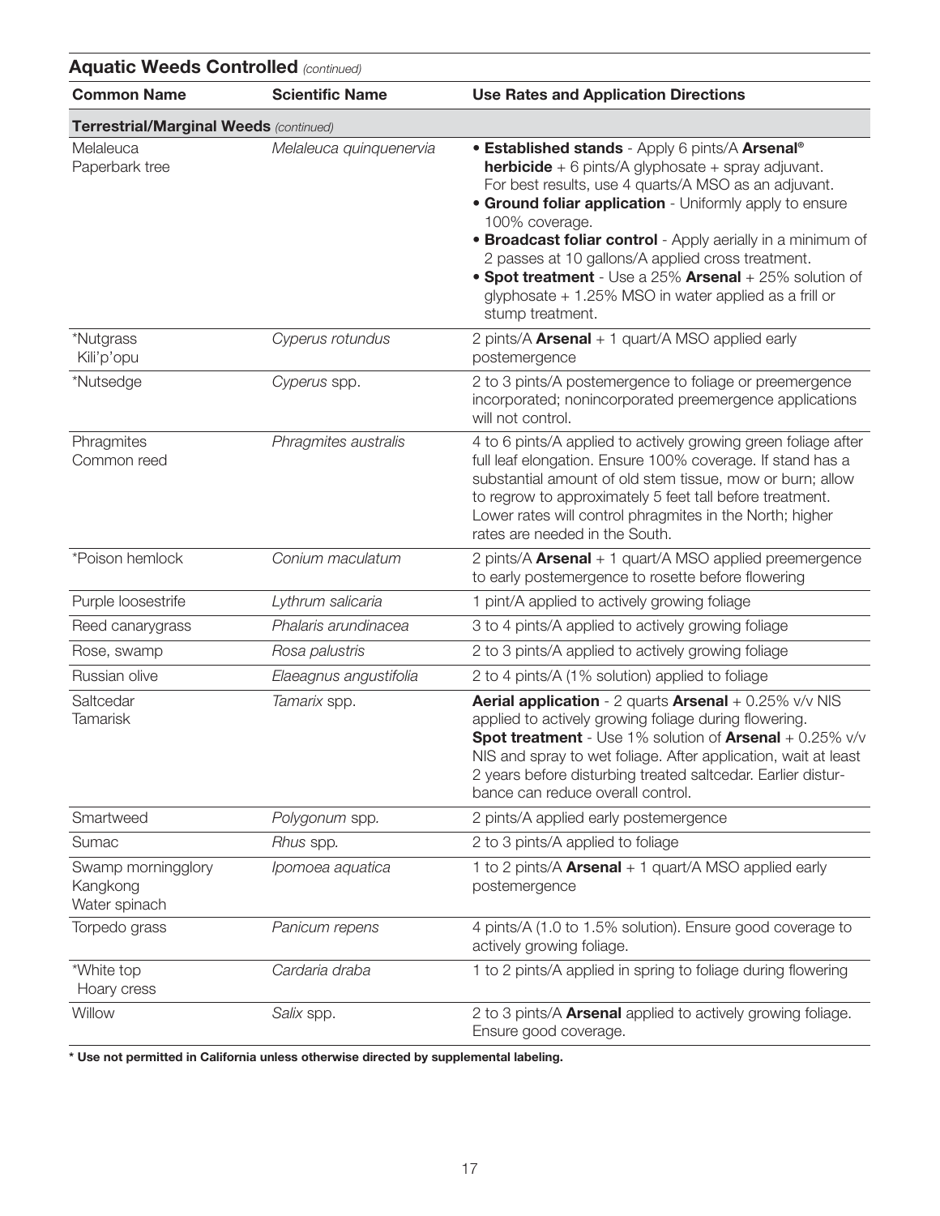## Aquatic Weeds Controlled *(continued)*

| Common Name | Scientific Name | Use Rates and Application Directions |
|---|---|---|
| **Terrestrial/Marginal Weeds** *(continued)* | | |
| Melaleuca<br>Paperbark tree | *Melaleuca quinquenervia* | • **Established stands** - Apply 6 pints/A **Arsenal® herbicide** + 6 pints/A glyphosate + spray adjuvant. For best results, use 4 quarts/A MSO as an adjuvant.<br>• **Ground foliar application** - Uniformly apply to ensure 100% coverage.<br>• **Broadcast foliar control** - Apply aerially in a minimum of 2 passes at 10 gallons/A applied cross treatment.<br>• **Spot treatment** - Use a 25% **Arsenal** + 25% solution of glyphosate + 1.25% MSO in water applied as a frill or stump treatment. |
| *Nutgrass<br>Kili'p'opu | *Cyperus rotundus* | 2 pints/A **Arsenal** + 1 quart/A MSO applied early postemergence |
| *Nutsedge | *Cyperus* spp. | 2 to 3 pints/A postemergence to foliage or preemergence incorporated; nonincorporated preemergence applications will not control. |
| Phragmites<br>Common reed | *Phragmites australis* | 4 to 6 pints/A applied to actively growing green foliage after full leaf elongation. Ensure 100% coverage. If stand has a substantial amount of old stem tissue, mow or burn; allow to regrow to approximately 5 feet tall before treatment. Lower rates will control phragmites in the North; higher rates are needed in the South. |
| *Poison hemlock | *Conium maculatum* | 2 pints/A **Arsenal** + 1 quart/A MSO applied preemergence to early postemergence to rosette before flowering |
| Purple loosestrife | *Lythrum salicaria* | 1 pint/A applied to actively growing foliage |
| Reed canarygrass | *Phalaris arundinacea* | 3 to 4 pints/A applied to actively growing foliage |
| Rose, swamp | *Rosa palustris* | 2 to 3 pints/A applied to actively growing foliage |
| Russian olive | *Elaeagnus angustifolia* | 2 to 4 pints/A (1% solution) applied to foliage |
| Saltcedar<br>Tamarisk | *Tamarix* spp. | **Aerial application** - 2 quarts **Arsenal** + 0.25% v/v NIS applied to actively growing foliage during flowering.<br>**Spot treatment** - Use 1% solution of **Arsenal** + 0.25% v/v NIS and spray to wet foliage. After application, wait at least 2 years before disturbing treated saltcedar. Earlier disturbance can reduce overall control. |
| Smartweed | *Polygonum* spp. | 2 pints/A applied early postemergence |
| Sumac | *Rhus* spp. | 2 to 3 pints/A applied to foliage |
| Swamp morningglory<br>Kangkong<br>Water spinach | *Ipomoea aquatica* | 1 to 2 pints/A **Arsenal** + 1 quart/A MSO applied early postemergence |
| Torpedo grass | *Panicum repens* | 4 pints/A (1.0 to 1.5% solution). Ensure good coverage to actively growing foliage. |
| *White top<br>Hoary cress | *Cardaria draba* | 1 to 2 pints/A applied in spring to foliage during flowering |
| Willow | *Salix* spp. | 2 to 3 pints/A **Arsenal** applied to actively growing foliage. Ensure good coverage. |

**\* Use not permitted in California unless otherwise directed by supplemental labeling.**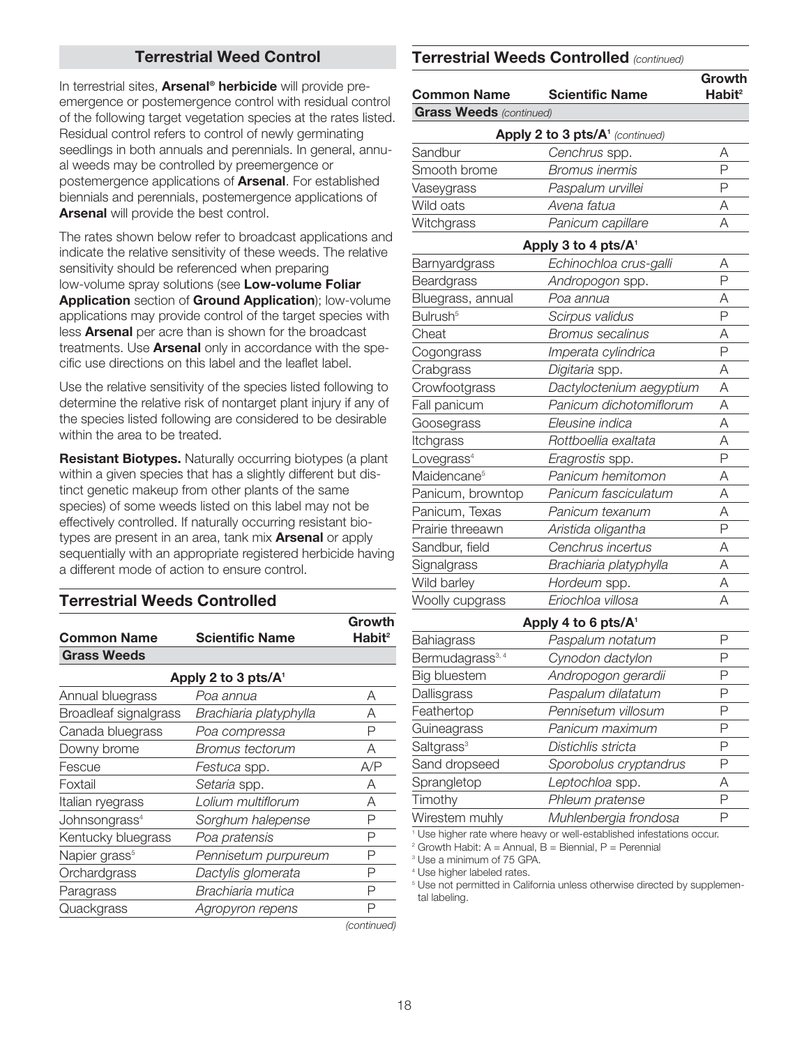## Terrestrial Weed Control

In terrestrial sites, **Arsenal® herbicide** will provide preemergence or postemergence control with residual control of the following target vegetation species at the rates listed. Residual control refers to control of newly germinating seedlings in both annuals and perennials. In general, annual weeds may be controlled by preemergence or postemergence applications of **Arsenal**. For established biennials and perennials, postemergence applications of **Arsenal** will provide the best control.

The rates shown below refer to broadcast applications and indicate the relative sensitivity of these weeds. The relative sensitivity should be referenced when preparing low-volume spray solutions (see **Low-volume Foliar Application** section of **Ground Application**); low-volume applications may provide control of the target species with less **Arsenal** per acre than is shown for the broadcast treatments. Use **Arsenal** only in accordance with the specific use directions on this label and the leaflet label.

Use the relative sensitivity of the species listed following to determine the relative risk of nontarget plant injury if any of the species listed following are considered to be desirable within the area to be treated.

**Resistant Biotypes.** Naturally occurring biotypes (a plant within a given species that has a slightly different but distinct genetic makeup from other plants of the same species) of some weeds listed on this label may not be effectively controlled. If naturally occurring resistant biotypes are present in an area, tank mix **Arsenal** or apply sequentially with an appropriate registered herbicide having a different mode of action to ensure control.

## Terrestrial Weeds Controlled

| Common Name | Scientific Name | Growth Habit[2] |
|---|---|---|
| **Grass Weeds** | | |
| **Apply 2 to 3 pts/A[1]** | | |
| Annual bluegrass | *Poa annua* | A |
| Broadleaf signalgrass | *Brachiaria platyphylla* | A |
| Canada bluegrass | *Poa compressa* | P |
| Downy brome | *Bromus tectorum* | A |
| Fescue | *Festuca* spp. | A/P |
| Foxtail | *Setaria* spp. | A |
| Italian ryegrass | *Lolium multiflorum* | A |
| Johnsongrass[4] | *Sorghum halepense* | P |
| Kentucky bluegrass | *Poa pratensis* | P |
| Napier grass[5] | *Pennisetum purpureum* | P |
| Orchardgrass | *Dactylis glomerata* | P |
| Paragrass | *Brachiaria mutica* | P |
| Quackgrass | *Agropyron repens* | P |
| Sandbur | *Cenchrus* spp. | A |
| Smooth brome | *Bromus inermis* | P |
| Vaseygrass | *Paspalum urvillei* | P |
| Wild oats | *Avena fatua* | A |
| Witchgrass | *Panicum capillare* | A |
| **Apply 3 to 4 pts/A[1]** | | |
| Barnyardgrass | *Echinochloa crus-galli* | A |
| Beardgrass | *Andropogon* spp. | P |
| Bluegrass, annual | *Poa annua* | A |
| Bulrush[5] | *Scirpus validus* | P |
| Cheat | *Bromus secalinus* | A |
| Cogongrass | *Imperata cylindrica* | P |
| Crabgrass | *Digitaria* spp. | A |
| Crowfootgrass | *Dactyloctenium aegyptium* | A |
| Fall panicum | *Panicum dichotomiflorum* | A |
| Goosegrass | *Eleusine indica* | A |
| Itchgrass | *Rottboellia exaltata* | A |
| Lovegrass[4] | *Eragrostis* spp. | P |
| Maidencane[5] | *Panicum hemitomon* | A |
| Panicum, browntop | *Panicum fasciculatum* | A |
| Panicum, Texas | *Panicum texanum* | A |
| Prairie threeawn | *Aristida oligantha* | P |
| Sandbur, field | *Cenchrus incertus* | A |
| Signalgrass | *Brachiaria platyphylla* | A |
| Wild barley | *Hordeum* spp. | A |
| Woolly cupgrass | *Eriochloa villosa* | A |
| **Apply 4 to 6 pts/A[1]** | | |
| Bahiagrass | *Paspalum notatum* | P |
| Bermudagrass[3, 4] | *Cynodon dactylon* | P |
| Big bluestem | *Andropogon gerardii* | P |
| Dallisgrass | *Paspalum dilatatum* | P |
| Feathertop | *Pennisetum villosum* | P |
| Guineagrass | *Panicum maximum* | P |
| Saltgrass[3] | *Distichlis stricta* | P |
| Sand dropseed | *Sporobolus cryptandrus* | P |
| Sprangletop | *Leptochloa* spp. | A |
| Timothy | *Phleum pratense* | P |
| Wirestem muhly | *Muhlenbergia frondosa* | P |

[1] Use higher rate where heavy or well-established infestations occur.
[2] Growth Habit: A = Annual, B = Biennial, P = Perennial
[3] Use a minimum of 75 GPA.
[4] Use higher labeled rates.
[5] Use not permitted in California unless otherwise directed by supplemental labeling.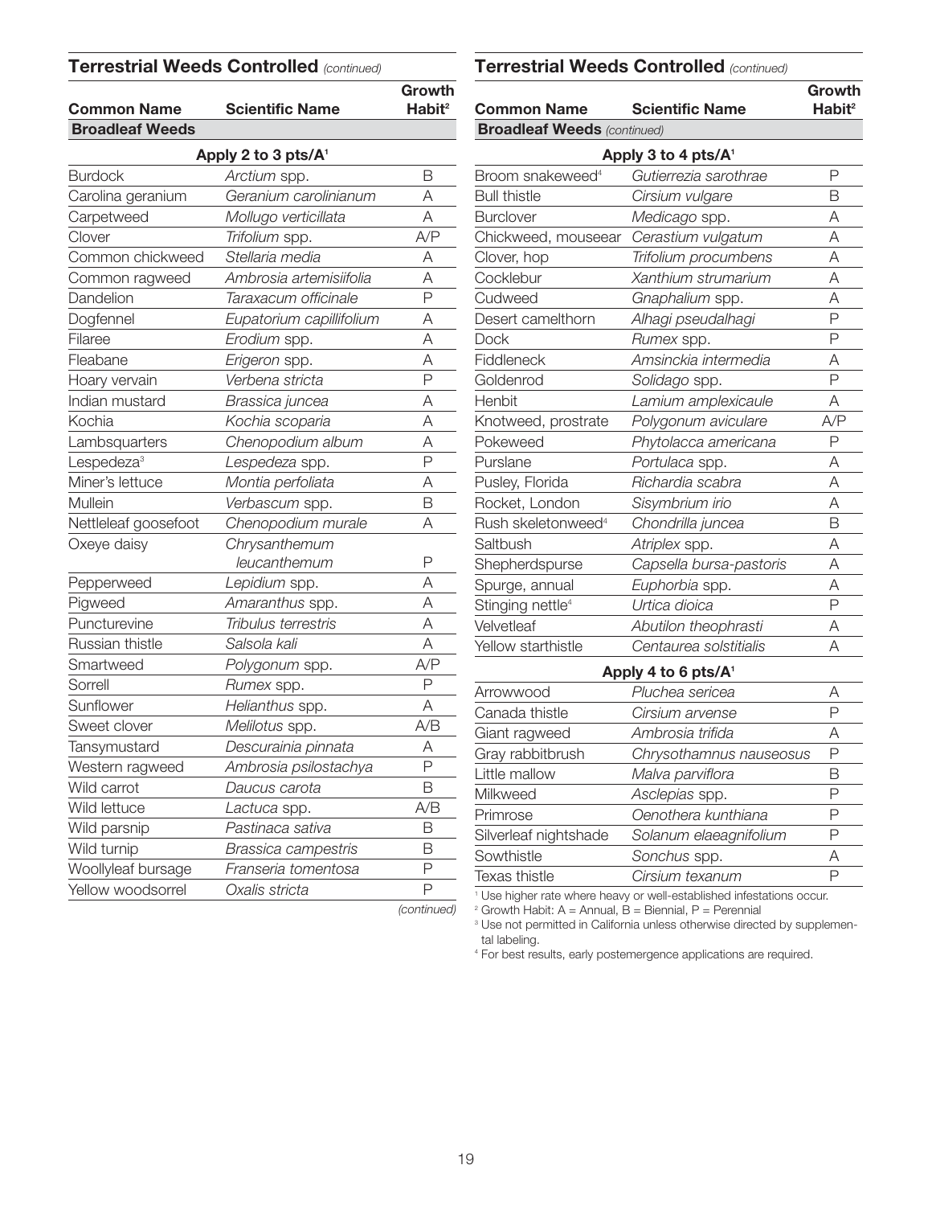## Terrestrial Weeds Controlled *(continued)*

| Common Name | Scientific Name | Growth Habit[2] |
|---|---|---|
| **Broadleaf Weeds** | | |
| **Apply 2 to 3 pts/A[1]** | | |
| Burdock | *Arctium* spp. | B |
| Carolina geranium | *Geranium carolinianum* | A |
| Carpetweed | *Mollugo verticillata* | A |
| Clover | *Trifolium* spp. | A/P |
| Common chickweed | *Stellaria media* | A |
| Common ragweed | *Ambrosia artemisiifolia* | A |
| Dandelion | *Taraxacum officinale* | P |
| Dogfennel | *Eupatorium capillifolium* | A |
| Filaree | *Erodium* spp. | A |
| Fleabane | *Erigeron* spp. | A |
| Hoary vervain | *Verbena stricta* | P |
| Indian mustard | *Brassica juncea* | A |
| Kochia | *Kochia scoparia* | A |
| Lambsquarters | *Chenopodium album* | A |
| Lespedeza[3] | *Lespedeza* spp. | P |
| Miner's lettuce | *Montia perfoliata* | A |
| Mullein | *Verbascum* spp. | B |
| Nettleleaf goosefoot | *Chenopodium murale* | A |
| Oxeye daisy | *Chrysanthemum leucanthemum* | P |
| Pepperweed | *Lepidium* spp. | A |
| Pigweed | *Amaranthus* spp. | A |
| Puncturevine | *Tribulus terrestris* | A |
| Russian thistle | *Salsola kali* | A |
| Smartweed | *Polygonum* spp. | A/P |
| Sorrell | *Rumex* spp. | P |
| Sunflower | *Helianthus* spp. | A |
| Sweet clover | *Melilotus* spp. | A/B |
| Tansymustard | *Descurainia pinnata* | A |
| Western ragweed | *Ambrosia psilostachya* | P |
| Wild carrot | *Daucus carota* | B |
| Wild lettuce | *Lactuca* spp. | A/B |
| Wild parsnip | *Pastinaca sativa* | B |
| Wild turnip | *Brassica campestris* | B |
| Woollyleaf bursage | *Franseria tomentosa* | P |
| Yellow woodsorrel | *Oxalis stricta* | P |

*(continued)*

## Terrestrial Weeds Controlled *(continued)*

| Common Name | Scientific Name | Growth Habit[2] |
|---|---|---|
| **Broadleaf Weeds** *(continued)* | | |
| **Apply 3 to 4 pts/A[1]** | | |
| Broom snakeweed[4] | *Gutierrezia sarothrae* | P |
| Bull thistle | *Cirsium vulgare* | B |
| Burclover | *Medicago* spp. | A |
| Chickweed, mouseear | *Cerastium vulgatum* | A |
| Clover, hop | *Trifolium procumbens* | A |
| Cocklebur | *Xanthium strumarium* | A |
| Cudweed | *Gnaphalium* spp. | A |
| Desert camelthorn | *Alhagi pseudalhagi* | P |
| Dock | *Rumex* spp. | P |
| Fiddleneck | *Amsinckia intermedia* | A |
| Goldenrod | *Solidago* spp. | P |
| Henbit | *Lamium amplexicaule* | A |
| Knotweed, prostrate | *Polygonum aviculare* | A/P |
| Pokeweed | *Phytolacca americana* | P |
| Purslane | *Portulaca* spp. | A |
| Pusley, Florida | *Richardia scabra* | A |
| Rocket, London | *Sisymbrium irio* | A |
| Rush skeletonweed[4] | *Chondrilla juncea* | B |
| Saltbush | *Atriplex* spp. | A |
| Shepherdspurse | *Capsella bursa-pastoris* | A |
| Spurge, annual | *Euphorbia* spp. | A |
| Stinging nettle[4] | *Urtica dioica* | P |
| Velvetleaf | *Abutilon theophrasti* | A |
| Yellow starthistle | *Centaurea solstitialis* | A |
| **Apply 4 to 6 pts/A[1]** | | |
| Arrowwood | *Pluchea sericea* | A |
| Canada thistle | *Cirsium arvense* | P |
| Giant ragweed | *Ambrosia trifida* | A |
| Gray rabbitbrush | *Chrysothamnus nauseosus* | P |
| Little mallow | *Malva parviflora* | B |
| Milkweed | *Asclepias* spp. | P |
| Primrose | *Oenothera kunthiana* | P |
| Silverleaf nightshade | *Solanum elaeagnifolium* | P |
| Sowthistle | *Sonchus* spp. | A |
| Texas thistle | *Cirsium texanum* | P |

[1] Use higher rate where heavy or well-established infestations occur.

[2] Growth Habit: A = Annual, B = Biennial, P = Perennial

[3] Use not permitted in California unless otherwise directed by supplemental labeling.

[4] For best results, early postemergence applications are required.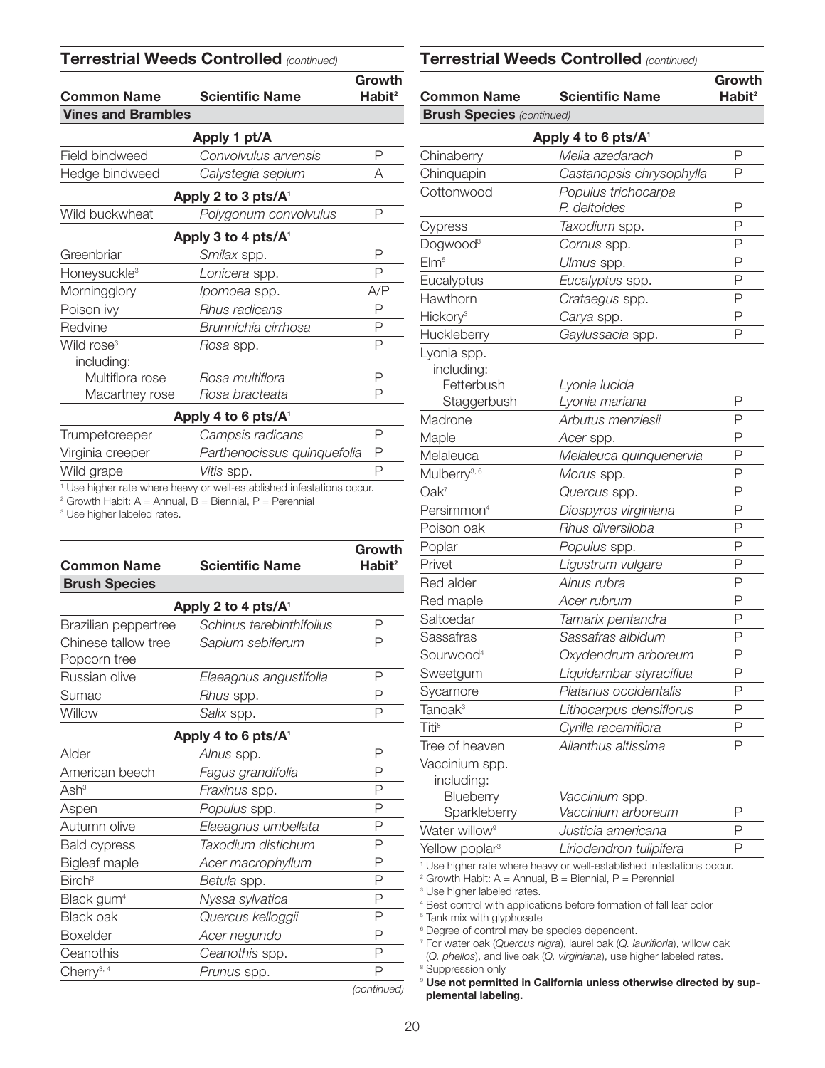## Terrestrial Weeds Controlled *(continued)*

| Common Name | Scientific Name | Growth Habit[2] |
|---|---|---|
| **Vines and Brambles** | | |
| | **Apply 1 pt/A** | |
| Field bindweed | *Convolvulus arvensis* | P |
| Hedge bindweed | *Calystegia sepium* | A |
| | **Apply 2 to 3 pts/A[1]** | |
| Wild buckwheat | *Polygonum convolvulus* | P |
| | **Apply 3 to 4 pts/A[1]** | |
| Greenbriar | *Smilax* spp. | P |
| Honeysuckle[3] | *Lonicera* spp. | P |
| Morningglory | *Ipomoea* spp. | A/P |
| Poison ivy | *Rhus radicans* | P |
| Redvine | *Brunnichia cirrhosa* | P |
| Wild rose[3] including: | *Rosa* spp. | P |
| Multiflora rose | *Rosa multiflora* | P |
| Macartney rose | *Rosa bracteata* | P |
| | **Apply 4 to 6 pts/A[1]** | |
| Trumpetcreeper | *Campsis radicans* | P |
| Virginia creeper | *Parthenocissus quinquefolia* | P |
| Wild grape | *Vitis* spp. | P |

[1] Use higher rate where heavy or well-established infestations occur.
[2] Growth Habit: A = Annual, B = Biennial, P = Perennial
[3] Use higher labeled rates.

| Common Name | Scientific Name | Growth Habit[2] |
|---|---|---|
| **Brush Species** | | |
| | **Apply 2 to 4 pts/A[1]** | |
| Brazilian peppertree | *Schinus terebinthifolius* | P |
| Chinese tallow tree Popcorn tree | *Sapium sebiferum* | P |
| Russian olive | *Elaeagnus angustifolia* | P |
| Sumac | *Rhus* spp. | P |
| Willow | *Salix* spp. | P |
| | **Apply 4 to 6 pts/A[1]** | |
| Alder | *Alnus* spp. | P |
| American beech | *Fagus grandifolia* | P |
| Ash[3] | *Fraxinus* spp. | P |
| Aspen | *Populus* spp. | P |
| Autumn olive | *Elaeagnus umbellata* | P |
| Bald cypress | *Taxodium distichum* | P |
| Bigleaf maple | *Acer macrophyllum* | P |
| Birch[3] | *Betula* spp. | P |
| Black gum[4] | *Nyssa sylvatica* | P |
| Black oak | *Quercus kelloggii* | P |
| Boxelder | *Acer negundo* | P |
| Ceanothis | *Ceanothis* spp. | P |
| Cherry[3, 4] | *Prunus* spp. | P |

*(continued)*

## Terrestrial Weeds Controlled *(continued)*

| Common Name | Scientific Name | Growth Habit[2] |
|---|---|---|
| **Brush Species** *(continued)* | | |
| | **Apply 4 to 6 pts/A[1]** | |
| Chinaberry | *Melia azedarach* | P |
| Chinquapin | *Castanopsis chrysophylla* | P |
| Cottonwood | *Populus trichocarpa* *P. deltoides* | P |
| Cypress | *Taxodium* spp. | P |
| Dogwood[3] | *Cornus* spp. | P |
| Elm[5] | *Ulmus* spp. | P |
| Eucalyptus | *Eucalyptus* spp. | P |
| Hawthorn | *Crataegus* spp. | P |
| Hickory[3] | *Carya* spp. | P |
| Huckleberry | *Gaylussacia* spp. | P |
| Lyonia spp. including: | | |
| Fetterbush | *Lyonia lucida* | |
| Staggerbush | *Lyonia mariana* | P |
| Madrone | *Arbutus menziesii* | P |
| Maple | *Acer* spp. | P |
| Melaleuca | *Melaleuca quinquenervia* | P |
| Mulberry[3, 6] | *Morus* spp. | P |
| Oak[7] | *Quercus* spp. | P |
| Persimmon[4] | *Diospyros virginiana* | P |
| Poison oak | *Rhus diversiloba* | P |
| Poplar | *Populus* spp. | P |
| Privet | *Ligustrum vulgare* | P |
| Red alder | *Alnus rubra* | P |
| Red maple | *Acer rubrum* | P |
| Saltcedar | *Tamarix pentandra* | P |
| Sassafras | *Sassafras albidum* | P |
| Sourwood[4] | *Oxydendrum arboreum* | P |
| Sweetgum | *Liquidambar styraciflua* | P |
| Sycamore | *Platanus occidentalis* | P |
| Tanoak[3] | *Lithocarpus densiflorus* | P |
| Titi[8] | *Cyrilla racemiflora* | P |
| Tree of heaven | *Ailanthus altissima* | P |
| Vaccinium spp. including: | | |
| Blueberry | *Vaccinium* spp. | |
| Sparkleberry | *Vaccinium arboreum* | P |
| Water willow[9] | *Justicia americana* | P |
| Yellow poplar[3] | *Liriodendron tulipifera* | P |

[1] Use higher rate where heavy or well-established infestations occur.
[2] Growth Habit: A = Annual, B = Biennial, P = Perennial
[3] Use higher labeled rates.
[4] Best control with applications before formation of fall leaf color
[5] Tank mix with glyphosate
[6] Degree of control may be species dependent.
[7] For water oak (*Quercus nigra*), laurel oak (*Q. laurifloria*), willow oak (*Q. phellos*), and live oak (*Q. virginiana*), use higher labeled rates.
[8] Suppression only
[9] **Use not permitted in California unless otherwise directed by supplemental labeling.**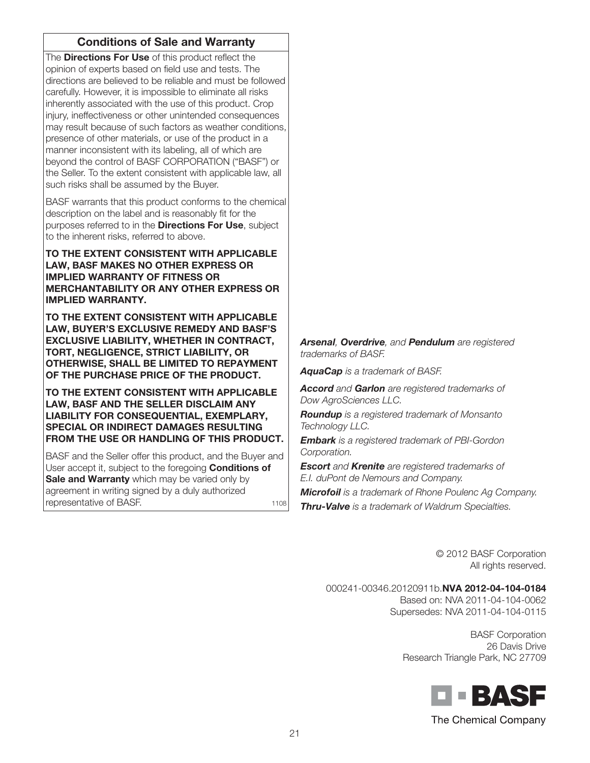## Conditions of Sale and Warranty

The **Directions For Use** of this product reflect the opinion of experts based on field use and tests. The directions are believed to be reliable and must be followed carefully. However, it is impossible to eliminate all risks inherently associated with the use of this product. Crop injury, ineffectiveness or other unintended consequences may result because of such factors as weather conditions, presence of other materials, or use of the product in a manner inconsistent with its labeling, all of which are beyond the control of BASF CORPORATION ("BASF") or the Seller. To the extent consistent with applicable law, all such risks shall be assumed by the Buyer.

BASF warrants that this product conforms to the chemical description on the label and is reasonably fit for the purposes referred to in the **Directions For Use**, subject to the inherent risks, referred to above.

**TO THE EXTENT CONSISTENT WITH APPLICABLE LAW, BASF MAKES NO OTHER EXPRESS OR IMPLIED WARRANTY OF FITNESS OR MERCHANTABILITY OR ANY OTHER EXPRESS OR IMPLIED WARRANTY.**

**TO THE EXTENT CONSISTENT WITH APPLICABLE LAW, BUYER'S EXCLUSIVE REMEDY AND BASF'S EXCLUSIVE LIABILITY, WHETHER IN CONTRACT, TORT, NEGLIGENCE, STRICT LIABILITY, OR OTHERWISE, SHALL BE LIMITED TO REPAYMENT OF THE PURCHASE PRICE OF THE PRODUCT.**

**TO THE EXTENT CONSISTENT WITH APPLICABLE LAW, BASF AND THE SELLER DISCLAIM ANY LIABILITY FOR CONSEQUENTIAL, EXEMPLARY, SPECIAL OR INDIRECT DAMAGES RESULTING FROM THE USE OR HANDLING OF THIS PRODUCT.**

BASF and the Seller offer this product, and the Buyer and User accept it, subject to the foregoing **Conditions of Sale and Warranty** which may be varied only by agreement in writing signed by a duly authorized representative of BASF.

1108

***Arsenal***, ***Overdrive***, and ***Pendulum*** *are registered trademarks of BASF.*

***AquaCap*** *is a trademark of BASF.*

***Accord*** *and* ***Garlon*** *are registered trademarks of Dow AgroSciences LLC.*

***Roundup*** *is a registered trademark of Monsanto Technology LLC.*

***Embark*** *is a registered trademark of PBI-Gordon Corporation.*

***Escort*** *and* ***Krenite*** *are registered trademarks of E.I. duPont de Nemours and Company.*

***Microfoil*** *is a trademark of Rhone Poulenc Ag Company.*

***Thru-Valve*** *is a trademark of Waldrum Specialties.*

© 2012 BASF Corporation
All rights reserved.

000241-00346.20120911b.**NVA 2012-04-104-0184**
Based on: NVA 2011-04-104-0062
Supersedes: NVA 2011-04-104-0115

BASF Corporation
26 Davis Drive
Research Triangle Park, NC 27709

BASF
The Chemical Company